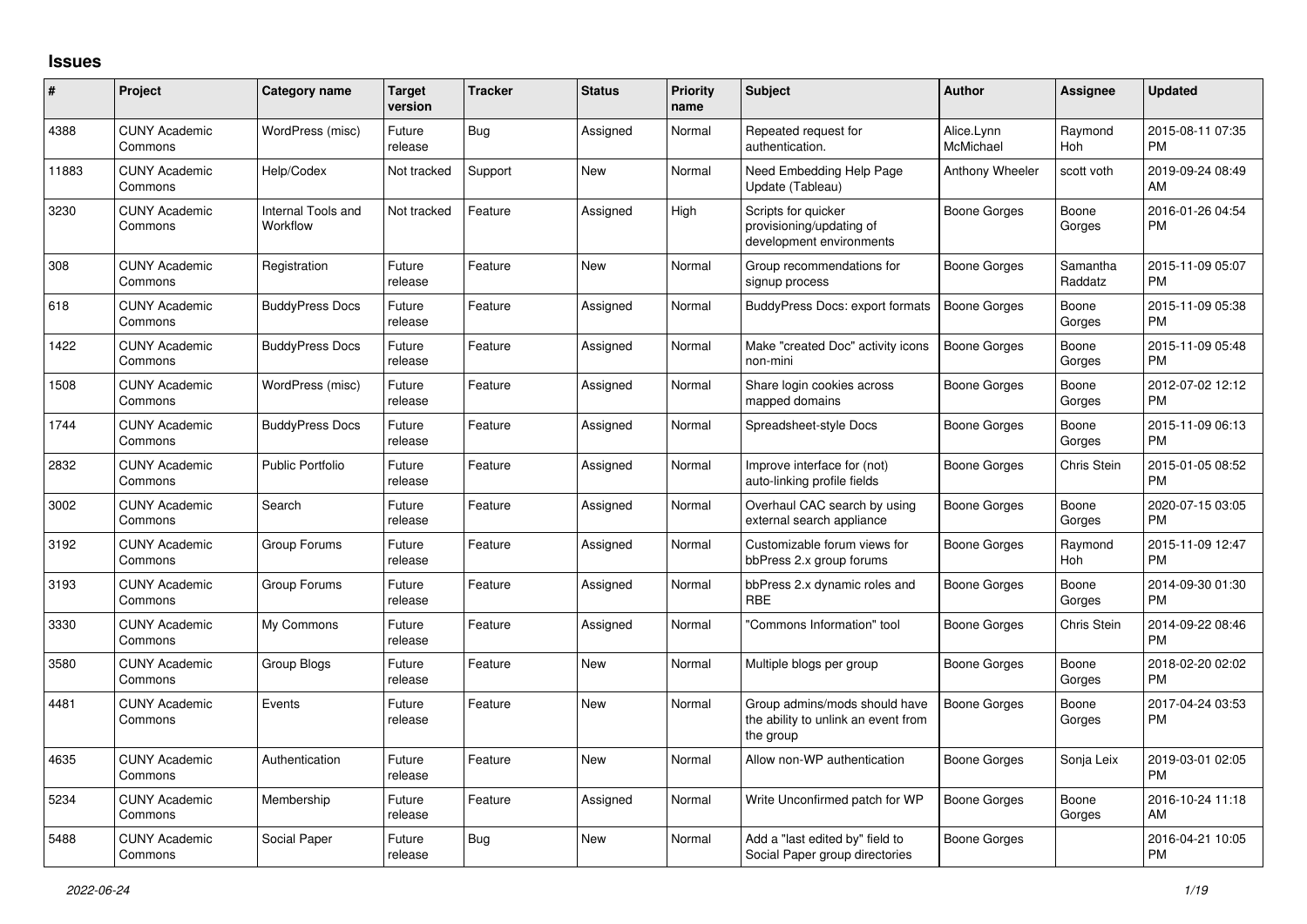## Issues

| # | Project | Category name | Target version | Tracker | Status | Priority name | Subject | Author | Assignee | Updated |
|---|---|---|---|---|---|---|---|---|---|---|
| 4388 | CUNY Academic Commons | WordPress (misc) | Future release | Bug | Assigned | Normal | Repeated request for authentication. | Alice.Lynn McMichael | Raymond Hoh | 2015-08-11 07:35 PM |
| 11883 | CUNY Academic Commons | Help/Codex | Not tracked | Support | New | Normal | Need Embedding Help Page Update (Tableau) | Anthony Wheeler | scott voth | 2019-09-24 08:49 AM |
| 3230 | CUNY Academic Commons | Internal Tools and Workflow | Not tracked | Feature | Assigned | High | Scripts for quicker provisioning/updating of development environments | Boone Gorges | Boone Gorges | 2016-01-26 04:54 PM |
| 308 | CUNY Academic Commons | Registration | Future release | Feature | New | Normal | Group recommendations for signup process | Boone Gorges | Samantha Raddatz | 2015-11-09 05:07 PM |
| 618 | CUNY Academic Commons | BuddyPress Docs | Future release | Feature | Assigned | Normal | BuddyPress Docs: export formats | Boone Gorges | Boone Gorges | 2015-11-09 05:38 PM |
| 1422 | CUNY Academic Commons | BuddyPress Docs | Future release | Feature | Assigned | Normal | Make "created Doc" activity icons non-mini | Boone Gorges | Boone Gorges | 2015-11-09 05:48 PM |
| 1508 | CUNY Academic Commons | WordPress (misc) | Future release | Feature | Assigned | Normal | Share login cookies across mapped domains | Boone Gorges | Boone Gorges | 2012-07-02 12:12 PM |
| 1744 | CUNY Academic Commons | BuddyPress Docs | Future release | Feature | Assigned | Normal | Spreadsheet-style Docs | Boone Gorges | Boone Gorges | 2015-11-09 06:13 PM |
| 2832 | CUNY Academic Commons | Public Portfolio | Future release | Feature | Assigned | Normal | Improve interface for (not) auto-linking profile fields | Boone Gorges | Chris Stein | 2015-01-05 08:52 PM |
| 3002 | CUNY Academic Commons | Search | Future release | Feature | Assigned | Normal | Overhaul CAC search by using external search appliance | Boone Gorges | Boone Gorges | 2020-07-15 03:05 PM |
| 3192 | CUNY Academic Commons | Group Forums | Future release | Feature | Assigned | Normal | Customizable forum views for bbPress 2.x group forums | Boone Gorges | Raymond Hoh | 2015-11-09 12:47 PM |
| 3193 | CUNY Academic Commons | Group Forums | Future release | Feature | Assigned | Normal | bbPress 2.x dynamic roles and RBE | Boone Gorges | Boone Gorges | 2014-09-30 01:30 PM |
| 3330 | CUNY Academic Commons | My Commons | Future release | Feature | Assigned | Normal | "Commons Information" tool | Boone Gorges | Chris Stein | 2014-09-22 08:46 PM |
| 3580 | CUNY Academic Commons | Group Blogs | Future release | Feature | New | Normal | Multiple blogs per group | Boone Gorges | Boone Gorges | 2018-02-20 02:02 PM |
| 4481 | CUNY Academic Commons | Events | Future release | Feature | New | Normal | Group admins/mods should have the ability to unlink an event from the group | Boone Gorges | Boone Gorges | 2017-04-24 03:53 PM |
| 4635 | CUNY Academic Commons | Authentication | Future release | Feature | New | Normal | Allow non-WP authentication | Boone Gorges | Sonja Leix | 2019-03-01 02:05 PM |
| 5234 | CUNY Academic Commons | Membership | Future release | Feature | Assigned | Normal | Write Unconfirmed patch for WP | Boone Gorges | Boone Gorges | 2016-10-24 11:18 AM |
| 5488 | CUNY Academic Commons | Social Paper | Future release | Bug | New | Normal | Add a "last edited by" field to Social Paper group directories | Boone Gorges | | 2016-04-21 10:05 PM |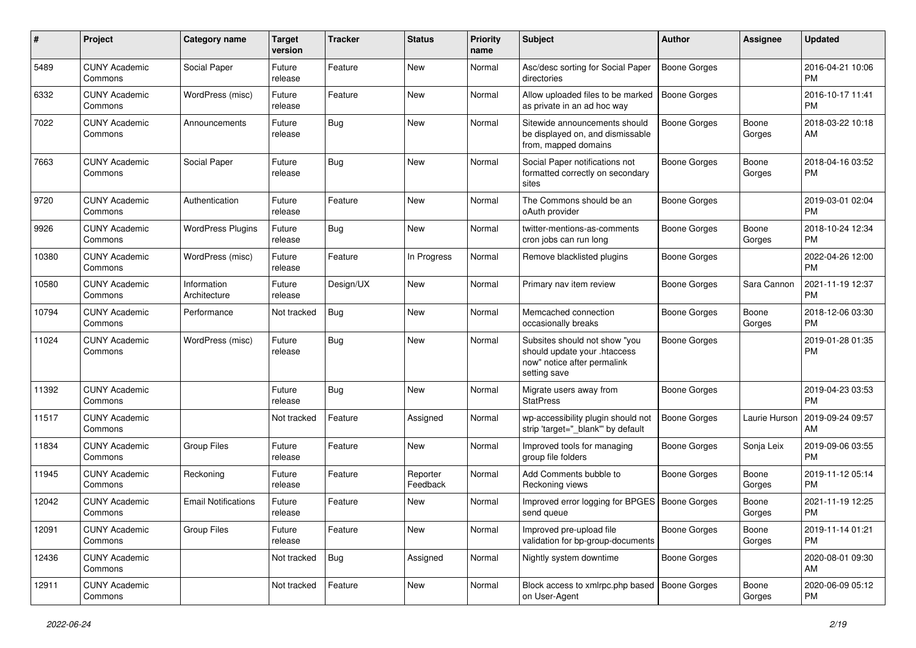| # | Project | Category name | Target version | Tracker | Status | Priority name | Subject | Author | Assignee | Updated |
|---|---|---|---|---|---|---|---|---|---|---|
| 5489 | CUNY Academic Commons | Social Paper | Future release | Feature | New | Normal | Asc/desc sorting for Social Paper directories | Boone Gorges | | 2016-04-21 10:06 PM |
| 6332 | CUNY Academic Commons | WordPress (misc) | Future release | Feature | New | Normal | Allow uploaded files to be marked as private in an ad hoc way | Boone Gorges | | 2016-10-17 11:41 PM |
| 7022 | CUNY Academic Commons | Announcements | Future release | Bug | New | Normal | Sitewide announcements should be displayed on, and dismissable from, mapped domains | Boone Gorges | Boone Gorges | 2018-03-22 10:18 AM |
| 7663 | CUNY Academic Commons | Social Paper | Future release | Bug | New | Normal | Social Paper notifications not formatted correctly on secondary sites | Boone Gorges | Boone Gorges | 2018-04-16 03:52 PM |
| 9720 | CUNY Academic Commons | Authentication | Future release | Feature | New | Normal | The Commons should be an oAuth provider | Boone Gorges | | 2019-03-01 02:04 PM |
| 9926 | CUNY Academic Commons | WordPress Plugins | Future release | Bug | New | Normal | twitter-mentions-as-comments cron jobs can run long | Boone Gorges | Boone Gorges | 2018-10-24 12:34 PM |
| 10380 | CUNY Academic Commons | WordPress (misc) | Future release | Feature | In Progress | Normal | Remove blacklisted plugins | Boone Gorges | | 2022-04-26 12:00 PM |
| 10580 | CUNY Academic Commons | Information Architecture | Future release | Design/UX | New | Normal | Primary nav item review | Boone Gorges | Sara Cannon | 2021-11-19 12:37 PM |
| 10794 | CUNY Academic Commons | Performance | Not tracked | Bug | New | Normal | Memcached connection occasionally breaks | Boone Gorges | Boone Gorges | 2018-12-06 03:30 PM |
| 11024 | CUNY Academic Commons | WordPress (misc) | Future release | Bug | New | Normal | Subsites should not show "you should update your .htaccess now" notice after permalink setting save | Boone Gorges | | 2019-01-28 01:35 PM |
| 11392 | CUNY Academic Commons | | Future release | Bug | New | Normal | Migrate users away from StatPress | Boone Gorges | | 2019-04-23 03:53 PM |
| 11517 | CUNY Academic Commons | | Not tracked | Feature | Assigned | Normal | wp-accessibility plugin should not strip 'target="_blank"' by default | Boone Gorges | Laurie Hurson | 2019-09-24 09:57 AM |
| 11834 | CUNY Academic Commons | Group Files | Future release | Feature | New | Normal | Improved tools for managing group file folders | Boone Gorges | Sonja Leix | 2019-09-06 03:55 PM |
| 11945 | CUNY Academic Commons | Reckoning | Future release | Feature | Reporter Feedback | Normal | Add Comments bubble to Reckoning views | Boone Gorges | Boone Gorges | 2019-11-12 05:14 PM |
| 12042 | CUNY Academic Commons | Email Notifications | Future release | Feature | New | Normal | Improved error logging for BPGES send queue | Boone Gorges | Boone Gorges | 2021-11-19 12:25 PM |
| 12091 | CUNY Academic Commons | Group Files | Future release | Feature | New | Normal | Improved pre-upload file validation for bp-group-documents | Boone Gorges | Boone Gorges | 2019-11-14 01:21 PM |
| 12436 | CUNY Academic Commons | | Not tracked | Bug | Assigned | Normal | Nightly system downtime | Boone Gorges | | 2020-08-01 09:30 AM |
| 12911 | CUNY Academic Commons | | Not tracked | Feature | New | Normal | Block access to xmlrpc.php based on User-Agent | Boone Gorges | Boone Gorges | 2020-06-09 05:12 PM |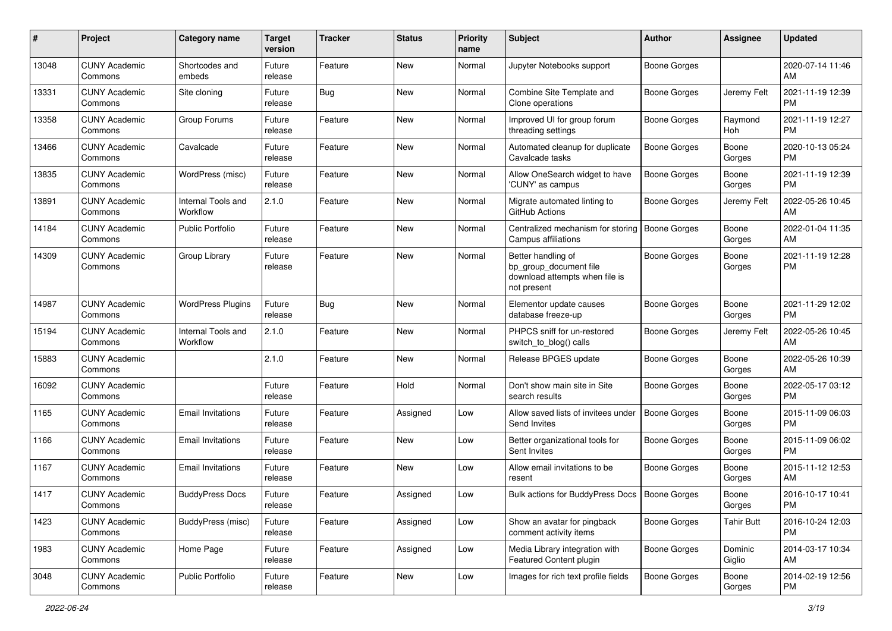| # | Project | Category name | Target version | Tracker | Status | Priority name | Subject | Author | Assignee | Updated |
|---|---|---|---|---|---|---|---|---|---|---|
| 13048 | CUNY Academic Commons | Shortcodes and embeds | Future release | Feature | New | Normal | Jupyter Notebooks support | Boone Gorges | | 2020-07-14 11:46 AM |
| 13331 | CUNY Academic Commons | Site cloning | Future release | Bug | New | Normal | Combine Site Template and Clone operations | Boone Gorges | Jeremy Felt | 2021-11-19 12:39 PM |
| 13358 | CUNY Academic Commons | Group Forums | Future release | Feature | New | Normal | Improved UI for group forum threading settings | Boone Gorges | Raymond Hoh | 2021-11-19 12:27 PM |
| 13466 | CUNY Academic Commons | Cavalcade | Future release | Feature | New | Normal | Automated cleanup for duplicate Cavalcade tasks | Boone Gorges | Boone Gorges | 2020-10-13 05:24 PM |
| 13835 | CUNY Academic Commons | WordPress (misc) | Future release | Feature | New | Normal | Allow OneSearch widget to have 'CUNY' as campus | Boone Gorges | Boone Gorges | 2021-11-19 12:39 PM |
| 13891 | CUNY Academic Commons | Internal Tools and Workflow | 2.1.0 | Feature | New | Normal | Migrate automated linting to GitHub Actions | Boone Gorges | Jeremy Felt | 2022-05-26 10:45 AM |
| 14184 | CUNY Academic Commons | Public Portfolio | Future release | Feature | New | Normal | Centralized mechanism for storing Campus affiliations | Boone Gorges | Boone Gorges | 2022-01-04 11:35 AM |
| 14309 | CUNY Academic Commons | Group Library | Future release | Feature | New | Normal | Better handling of bp_group_document file download attempts when file is not present | Boone Gorges | Boone Gorges | 2021-11-19 12:28 PM |
| 14987 | CUNY Academic Commons | WordPress Plugins | Future release | Bug | New | Normal | Elementor update causes database freeze-up | Boone Gorges | Boone Gorges | 2021-11-29 12:02 PM |
| 15194 | CUNY Academic Commons | Internal Tools and Workflow | 2.1.0 | Feature | New | Normal | PHPCS sniff for un-restored switch_to_blog() calls | Boone Gorges | Jeremy Felt | 2022-05-26 10:45 AM |
| 15883 | CUNY Academic Commons | | 2.1.0 | Feature | New | Normal | Release BPGES update | Boone Gorges | Boone Gorges | 2022-05-26 10:39 AM |
| 16092 | CUNY Academic Commons | | Future release | Feature | Hold | Normal | Don't show main site in Site search results | Boone Gorges | Boone Gorges | 2022-05-17 03:12 PM |
| 1165 | CUNY Academic Commons | Email Invitations | Future release | Feature | Assigned | Low | Allow saved lists of invitees under Send Invites | Boone Gorges | Boone Gorges | 2015-11-09 06:03 PM |
| 1166 | CUNY Academic Commons | Email Invitations | Future release | Feature | New | Low | Better organizational tools for Sent Invites | Boone Gorges | Boone Gorges | 2015-11-09 06:02 PM |
| 1167 | CUNY Academic Commons | Email Invitations | Future release | Feature | New | Low | Allow email invitations to be resent | Boone Gorges | Boone Gorges | 2015-11-12 12:53 AM |
| 1417 | CUNY Academic Commons | BuddyPress Docs | Future release | Feature | Assigned | Low | Bulk actions for BuddyPress Docs | Boone Gorges | Boone Gorges | 2016-10-17 10:41 PM |
| 1423 | CUNY Academic Commons | BuddyPress (misc) | Future release | Feature | Assigned | Low | Show an avatar for pingback comment activity items | Boone Gorges | Tahir Butt | 2016-10-24 12:03 PM |
| 1983 | CUNY Academic Commons | Home Page | Future release | Feature | Assigned | Low | Media Library integration with Featured Content plugin | Boone Gorges | Dominic Giglio | 2014-03-17 10:34 AM |
| 3048 | CUNY Academic Commons | Public Portfolio | Future release | Feature | New | Low | Images for rich text profile fields | Boone Gorges | Boone Gorges | 2014-02-19 12:56 PM |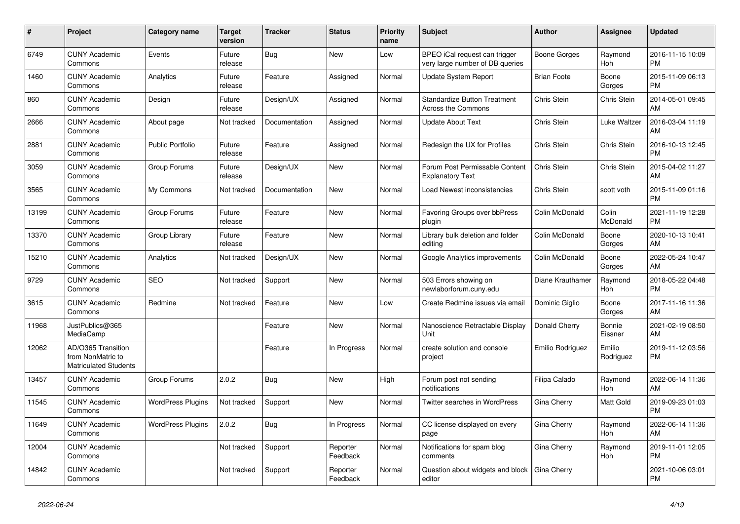| # | Project | Category name | Target version | Tracker | Status | Priority name | Subject | Author | Assignee | Updated |
|---|---|---|---|---|---|---|---|---|---|---|
| 6749 | CUNY Academic Commons | Events | Future release | Bug | New | Low | BPEO iCal request can trigger very large number of DB queries | Boone Gorges | Raymond Hoh | 2016-11-15 10:09 PM |
| 1460 | CUNY Academic Commons | Analytics | Future release | Feature | Assigned | Normal | Update System Report | Brian Foote | Boone Gorges | 2015-11-09 06:13 PM |
| 860 | CUNY Academic Commons | Design | Future release | Design/UX | Assigned | Normal | Standardize Button Treatment Across the Commons | Chris Stein | Chris Stein | 2014-05-01 09:45 AM |
| 2666 | CUNY Academic Commons | About page | Not tracked | Documentation | Assigned | Normal | Update About Text | Chris Stein | Luke Waltzer | 2016-03-04 11:19 AM |
| 2881 | CUNY Academic Commons | Public Portfolio | Future release | Feature | Assigned | Normal | Redesign the UX for Profiles | Chris Stein | Chris Stein | 2016-10-13 12:45 PM |
| 3059 | CUNY Academic Commons | Group Forums | Future release | Design/UX | New | Normal | Forum Post Permissable Content Explanatory Text | Chris Stein | Chris Stein | 2015-04-02 11:27 AM |
| 3565 | CUNY Academic Commons | My Commons | Not tracked | Documentation | New | Normal | Load Newest inconsistencies | Chris Stein | scott voth | 2015-11-09 01:16 PM |
| 13199 | CUNY Academic Commons | Group Forums | Future release | Feature | New | Normal | Favoring Groups over bbPress plugin | Colin McDonald | Colin McDonald | 2021-11-19 12:28 PM |
| 13370 | CUNY Academic Commons | Group Library | Future release | Feature | New | Normal | Library bulk deletion and folder editing | Colin McDonald | Boone Gorges | 2020-10-13 10:41 AM |
| 15210 | CUNY Academic Commons | Analytics | Not tracked | Design/UX | New | Normal | Google Analytics improvements | Colin McDonald | Boone Gorges | 2022-05-24 10:47 AM |
| 9729 | CUNY Academic Commons | SEO | Not tracked | Support | New | Normal | 503 Errors showing on newlaborforum.cuny.edu | Diane Krauthamer | Raymond Hoh | 2018-05-22 04:48 PM |
| 3615 | CUNY Academic Commons | Redmine | Not tracked | Feature | New | Low | Create Redmine issues via email | Dominic Giglio | Boone Gorges | 2017-11-16 11:36 AM |
| 11968 | JustPublics@365 MediaCamp | | | Feature | New | Normal | Nanoscience Retractable Display Unit | Donald Cherry | Bonnie Eissner | 2021-02-19 08:50 AM |
| 12062 | AD/O365 Transition from NonMatric to Matriculated Students | | | Feature | In Progress | Normal | create solution and console project | Emilio Rodriguez | Emilio Rodriguez | 2019-11-12 03:56 PM |
| 13457 | CUNY Academic Commons | Group Forums | 2.0.2 | Bug | New | High | Forum post not sending notifications | Filipa Calado | Raymond Hoh | 2022-06-14 11:36 AM |
| 11545 | CUNY Academic Commons | WordPress Plugins | Not tracked | Support | New | Normal | Twitter searches in WordPress | Gina Cherry | Matt Gold | 2019-09-23 01:03 PM |
| 11649 | CUNY Academic Commons | WordPress Plugins | 2.0.2 | Bug | In Progress | Normal | CC license displayed on every page | Gina Cherry | Raymond Hoh | 2022-06-14 11:36 AM |
| 12004 | CUNY Academic Commons | | Not tracked | Support | Reporter Feedback | Normal | Notifications for spam blog comments | Gina Cherry | Raymond Hoh | 2019-11-01 12:05 PM |
| 14842 | CUNY Academic Commons | | Not tracked | Support | Reporter Feedback | Normal | Question about widgets and block editor | Gina Cherry | | 2021-10-06 03:01 PM |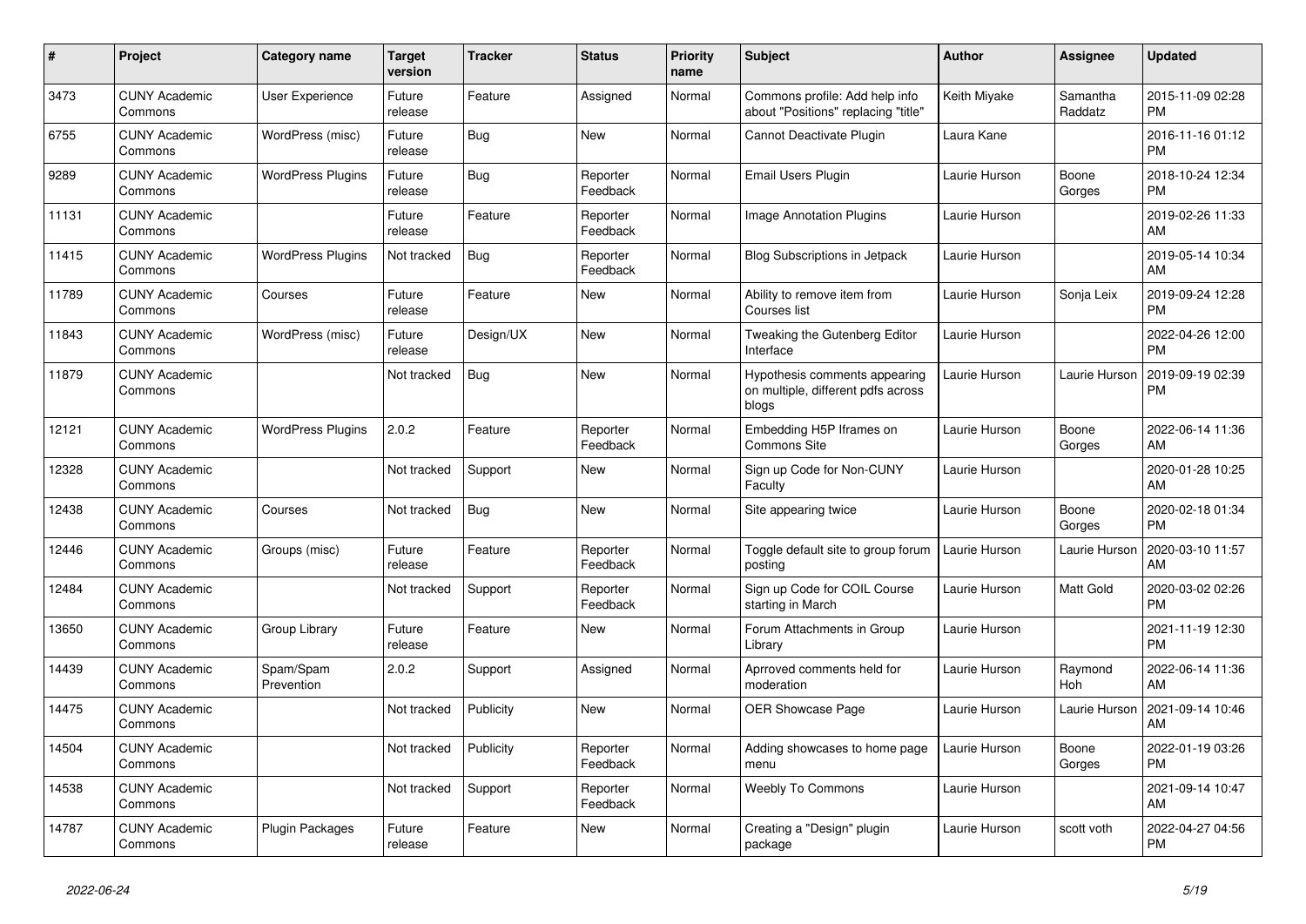| # | Project | Category name | Target version | Tracker | Status | Priority name | Subject | Author | Assignee | Updated |
|---|---|---|---|---|---|---|---|---|---|---|
| 3473 | CUNY Academic Commons | User Experience | Future release | Feature | Assigned | Normal | Commons profile: Add help info about "Positions" replacing "title" | Keith Miyake | Samantha Raddatz | 2015-11-09 02:28 PM |
| 6755 | CUNY Academic Commons | WordPress (misc) | Future release | Bug | New | Normal | Cannot Deactivate Plugin | Laura Kane | | 2016-11-16 01:12 PM |
| 9289 | CUNY Academic Commons | WordPress Plugins | Future release | Bug | Reporter Feedback | Normal | Email Users Plugin | Laurie Hurson | Boone Gorges | 2018-10-24 12:34 PM |
| 11131 | CUNY Academic Commons | | Future release | Feature | Reporter Feedback | Normal | Image Annotation Plugins | Laurie Hurson | | 2019-02-26 11:33 AM |
| 11415 | CUNY Academic Commons | WordPress Plugins | Not tracked | Bug | Reporter Feedback | Normal | Blog Subscriptions in Jetpack | Laurie Hurson | | 2019-05-14 10:34 AM |
| 11789 | CUNY Academic Commons | Courses | Future release | Feature | New | Normal | Ability to remove item from Courses list | Laurie Hurson | Sonja Leix | 2019-09-24 12:28 PM |
| 11843 | CUNY Academic Commons | WordPress (misc) | Future release | Design/UX | New | Normal | Tweaking the Gutenberg Editor Interface | Laurie Hurson | | 2022-04-26 12:00 PM |
| 11879 | CUNY Academic Commons | | Not tracked | Bug | New | Normal | Hypothesis comments appearing on multiple, different pdfs across blogs | Laurie Hurson | Laurie Hurson | 2019-09-19 02:39 PM |
| 12121 | CUNY Academic Commons | WordPress Plugins | 2.0.2 | Feature | Reporter Feedback | Normal | Embedding H5P Iframes on Commons Site | Laurie Hurson | Boone Gorges | 2022-06-14 11:36 AM |
| 12328 | CUNY Academic Commons | | Not tracked | Support | New | Normal | Sign up Code for Non-CUNY Faculty | Laurie Hurson | | 2020-01-28 10:25 AM |
| 12438 | CUNY Academic Commons | Courses | Not tracked | Bug | New | Normal | Site appearing twice | Laurie Hurson | Boone Gorges | 2020-02-18 01:34 PM |
| 12446 | CUNY Academic Commons | Groups (misc) | Future release | Feature | Reporter Feedback | Normal | Toggle default site to group forum posting | Laurie Hurson | Laurie Hurson | 2020-03-10 11:57 AM |
| 12484 | CUNY Academic Commons | | Not tracked | Support | Reporter Feedback | Normal | Sign up Code for COIL Course starting in March | Laurie Hurson | Matt Gold | 2020-03-02 02:26 PM |
| 13650 | CUNY Academic Commons | Group Library | Future release | Feature | New | Normal | Forum Attachments in Group Library | Laurie Hurson | | 2021-11-19 12:30 PM |
| 14439 | CUNY Academic Commons | Spam/Spam Prevention | 2.0.2 | Support | Assigned | Normal | Aprroved comments held for moderation | Laurie Hurson | Raymond Hoh | 2022-06-14 11:36 AM |
| 14475 | CUNY Academic Commons | | Not tracked | Publicity | New | Normal | OER Showcase Page | Laurie Hurson | Laurie Hurson | 2021-09-14 10:46 AM |
| 14504 | CUNY Academic Commons | | Not tracked | Publicity | Reporter Feedback | Normal | Adding showcases to home page menu | Laurie Hurson | Boone Gorges | 2022-01-19 03:26 PM |
| 14538 | CUNY Academic Commons | | Not tracked | Support | Reporter Feedback | Normal | Weebly To Commons | Laurie Hurson | | 2021-09-14 10:47 AM |
| 14787 | CUNY Academic Commons | Plugin Packages | Future release | Feature | New | Normal | Creating a "Design" plugin package | Laurie Hurson | scott voth | 2022-04-27 04:56 PM |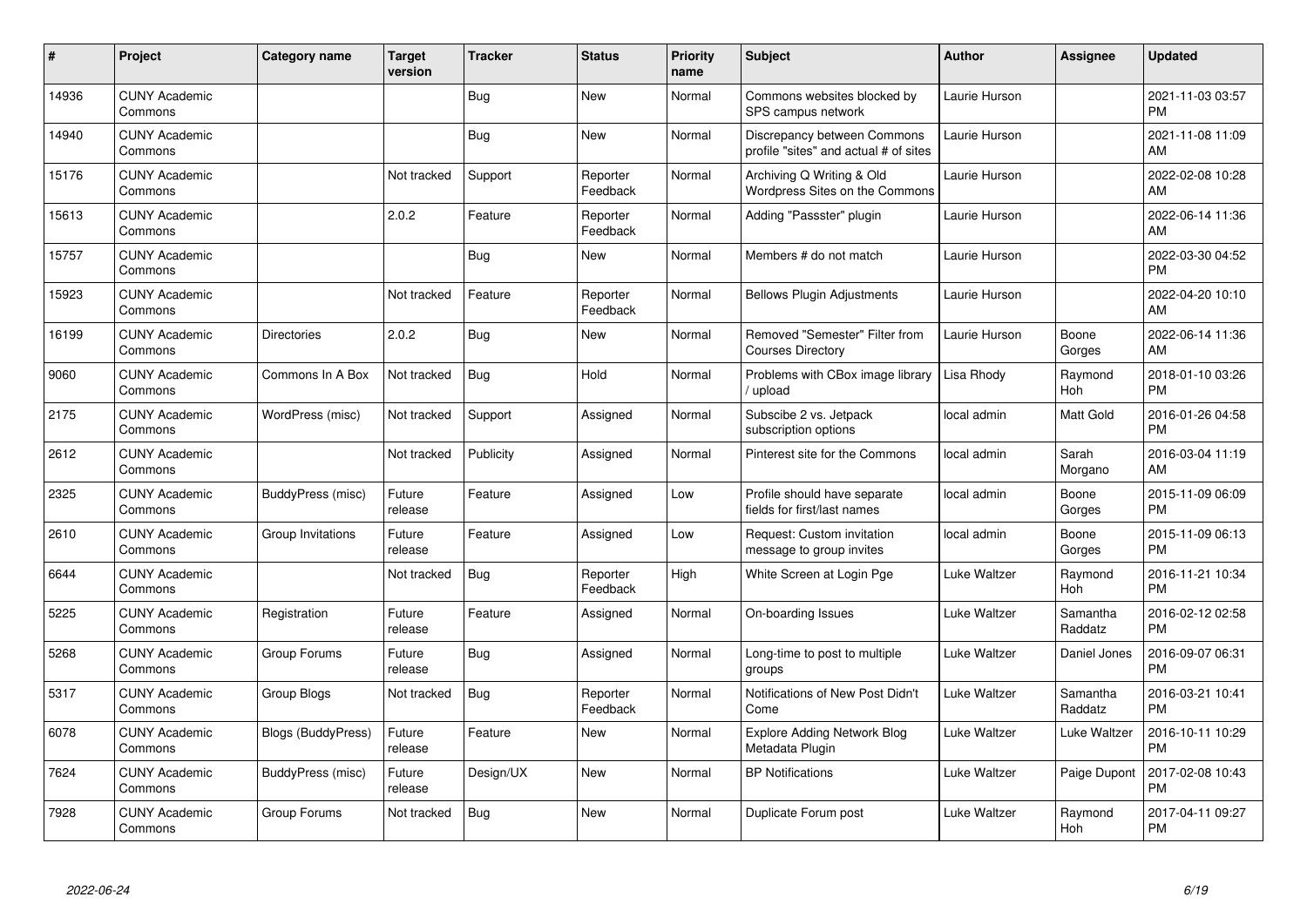| # | Project | Category name | Target version | Tracker | Status | Priority name | Subject | Author | Assignee | Updated |
|---|---|---|---|---|---|---|---|---|---|---|
| 14936 | CUNY Academic Commons | | | Bug | New | Normal | Commons websites blocked by SPS campus network | Laurie Hurson | | 2021-11-03 03:57 PM |
| 14940 | CUNY Academic Commons | | | Bug | New | Normal | Discrepancy between Commons profile "sites" and actual # of sites | Laurie Hurson | | 2021-11-08 11:09 AM |
| 15176 | CUNY Academic Commons | | Not tracked | Support | Reporter Feedback | Normal | Archiving Q Writing & Old Wordpress Sites on the Commons | Laurie Hurson | | 2022-02-08 10:28 AM |
| 15613 | CUNY Academic Commons | | 2.0.2 | Feature | Reporter Feedback | Normal | Adding "Passster" plugin | Laurie Hurson | | 2022-06-14 11:36 AM |
| 15757 | CUNY Academic Commons | | | Bug | New | Normal | Members # do not match | Laurie Hurson | | 2022-03-30 04:52 PM |
| 15923 | CUNY Academic Commons | | Not tracked | Feature | Reporter Feedback | Normal | Bellows Plugin Adjustments | Laurie Hurson | | 2022-04-20 10:10 AM |
| 16199 | CUNY Academic Commons | Directories | 2.0.2 | Bug | New | Normal | Removed "Semester" Filter from Courses Directory | Laurie Hurson | Boone Gorges | 2022-06-14 11:36 AM |
| 9060 | CUNY Academic Commons | Commons In A Box | Not tracked | Bug | Hold | Normal | Problems with CBox image library / upload | Lisa Rhody | Raymond Hoh | 2018-01-10 03:26 PM |
| 2175 | CUNY Academic Commons | WordPress (misc) | Not tracked | Support | Assigned | Normal | Subscibe 2 vs. Jetpack subscription options | local admin | Matt Gold | 2016-01-26 04:58 PM |
| 2612 | CUNY Academic Commons | | Not tracked | Publicity | Assigned | Normal | Pinterest site for the Commons | local admin | Sarah Morgano | 2016-03-04 11:19 AM |
| 2325 | CUNY Academic Commons | BuddyPress (misc) | Future release | Feature | Assigned | Low | Profile should have separate fields for first/last names | local admin | Boone Gorges | 2015-11-09 06:09 PM |
| 2610 | CUNY Academic Commons | Group Invitations | Future release | Feature | Assigned | Low | Request: Custom invitation message to group invites | local admin | Boone Gorges | 2015-11-09 06:13 PM |
| 6644 | CUNY Academic Commons | | Not tracked | Bug | Reporter Feedback | High | White Screen at Login Pge | Luke Waltzer | Raymond Hoh | 2016-11-21 10:34 PM |
| 5225 | CUNY Academic Commons | Registration | Future release | Feature | Assigned | Normal | On-boarding Issues | Luke Waltzer | Samantha Raddatz | 2016-02-12 02:58 PM |
| 5268 | CUNY Academic Commons | Group Forums | Future release | Bug | Assigned | Normal | Long-time to post to multiple groups | Luke Waltzer | Daniel Jones | 2016-09-07 06:31 PM |
| 5317 | CUNY Academic Commons | Group Blogs | Not tracked | Bug | Reporter Feedback | Normal | Notifications of New Post Didn't Come | Luke Waltzer | Samantha Raddatz | 2016-03-21 10:41 PM |
| 6078 | CUNY Academic Commons | Blogs (BuddyPress) | Future release | Feature | New | Normal | Explore Adding Network Blog Metadata Plugin | Luke Waltzer | Luke Waltzer | 2016-10-11 10:29 PM |
| 7624 | CUNY Academic Commons | BuddyPress (misc) | Future release | Design/UX | New | Normal | BP Notifications | Luke Waltzer | Paige Dupont | 2017-02-08 10:43 PM |
| 7928 | CUNY Academic Commons | Group Forums | Not tracked | Bug | New | Normal | Duplicate Forum post | Luke Waltzer | Raymond Hoh | 2017-04-11 09:27 PM |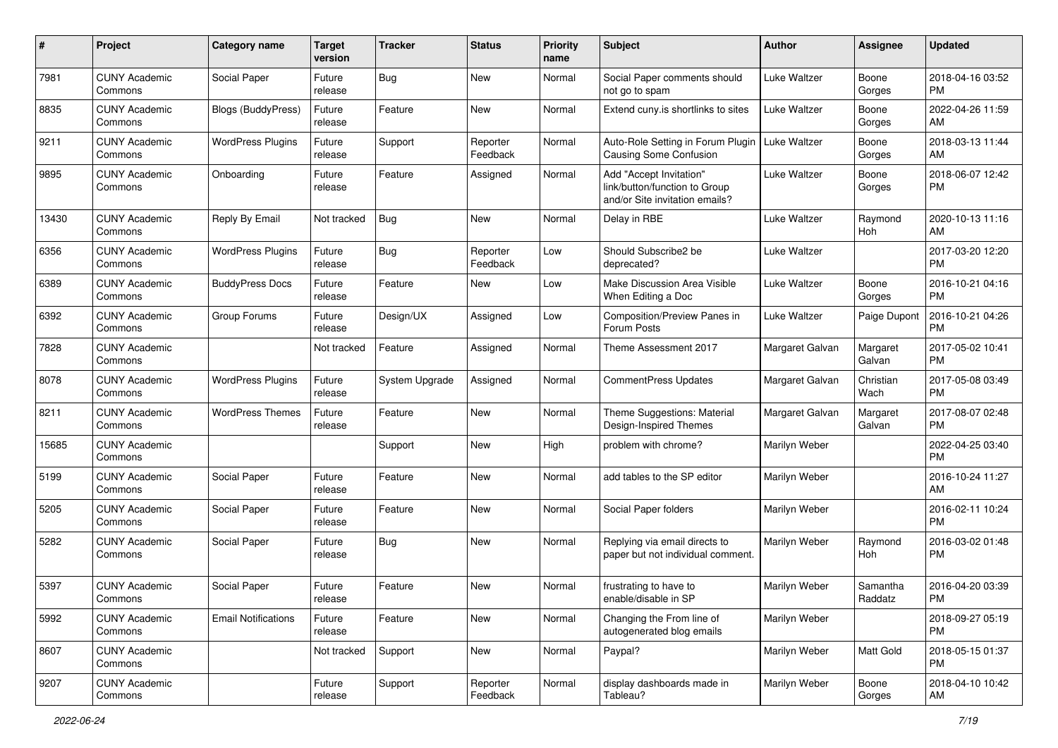| # | Project | Category name | Target version | Tracker | Status | Priority name | Subject | Author | Assignee | Updated |
|---|---|---|---|---|---|---|---|---|---|---|
| 7981 | CUNY Academic Commons | Social Paper | Future release | Bug | New | Normal | Social Paper comments should not go to spam | Luke Waltzer | Boone Gorges | 2018-04-16 03:52 PM |
| 8835 | CUNY Academic Commons | Blogs (BuddyPress) | Future release | Feature | New | Normal | Extend cuny.is shortlinks to sites | Luke Waltzer | Boone Gorges | 2022-04-26 11:59 AM |
| 9211 | CUNY Academic Commons | WordPress Plugins | Future release | Support | Reporter Feedback | Normal | Auto-Role Setting in Forum Plugin Causing Some Confusion | Luke Waltzer | Boone Gorges | 2018-03-13 11:44 AM |
| 9895 | CUNY Academic Commons | Onboarding | Future release | Feature | Assigned | Normal | Add "Accept Invitation" link/button/function to Group and/or Site invitation emails? | Luke Waltzer | Boone Gorges | 2018-06-07 12:42 PM |
| 13430 | CUNY Academic Commons | Reply By Email | Not tracked | Bug | New | Normal | Delay in RBE | Luke Waltzer | Raymond Hoh | 2020-10-13 11:16 AM |
| 6356 | CUNY Academic Commons | WordPress Plugins | Future release | Bug | Reporter Feedback | Low | Should Subscribe2 be deprecated? | Luke Waltzer | | 2017-03-20 12:20 PM |
| 6389 | CUNY Academic Commons | BuddyPress Docs | Future release | Feature | New | Low | Make Discussion Area Visible When Editing a Doc | Luke Waltzer | Boone Gorges | 2016-10-21 04:16 PM |
| 6392 | CUNY Academic Commons | Group Forums | Future release | Design/UX | Assigned | Low | Composition/Preview Panes in Forum Posts | Luke Waltzer | Paige Dupont | 2016-10-21 04:26 PM |
| 7828 | CUNY Academic Commons | | Not tracked | Feature | Assigned | Normal | Theme Assessment 2017 | Margaret Galvan | Margaret Galvan | 2017-05-02 10:41 PM |
| 8078 | CUNY Academic Commons | WordPress Plugins | Future release | System Upgrade | Assigned | Normal | CommentPress Updates | Margaret Galvan | Christian Wach | 2017-05-08 03:49 PM |
| 8211 | CUNY Academic Commons | WordPress Themes | Future release | Feature | New | Normal | Theme Suggestions: Material Design-Inspired Themes | Margaret Galvan | Margaret Galvan | 2017-08-07 02:48 PM |
| 15685 | CUNY Academic Commons | | | Support | New | High | problem with chrome? | Marilyn Weber | | 2022-04-25 03:40 PM |
| 5199 | CUNY Academic Commons | Social Paper | Future release | Feature | New | Normal | add tables to the SP editor | Marilyn Weber | | 2016-10-24 11:27 AM |
| 5205 | CUNY Academic Commons | Social Paper | Future release | Feature | New | Normal | Social Paper folders | Marilyn Weber | | 2016-02-11 10:24 PM |
| 5282 | CUNY Academic Commons | Social Paper | Future release | Bug | New | Normal | Replying via email directs to paper but not individual comment. | Marilyn Weber | Raymond Hoh | 2016-03-02 01:48 PM |
| 5397 | CUNY Academic Commons | Social Paper | Future release | Feature | New | Normal | frustrating to have to enable/disable in SP | Marilyn Weber | Samantha Raddatz | 2016-04-20 03:39 PM |
| 5992 | CUNY Academic Commons | Email Notifications | Future release | Feature | New | Normal | Changing the From line of autogenerated blog emails | Marilyn Weber | | 2018-09-27 05:19 PM |
| 8607 | CUNY Academic Commons | | Not tracked | Support | New | Normal | Paypal? | Marilyn Weber | Matt Gold | 2018-05-15 01:37 PM |
| 9207 | CUNY Academic Commons | | Future release | Support | Reporter Feedback | Normal | display dashboards made in Tableau? | Marilyn Weber | Boone Gorges | 2018-04-10 10:42 AM |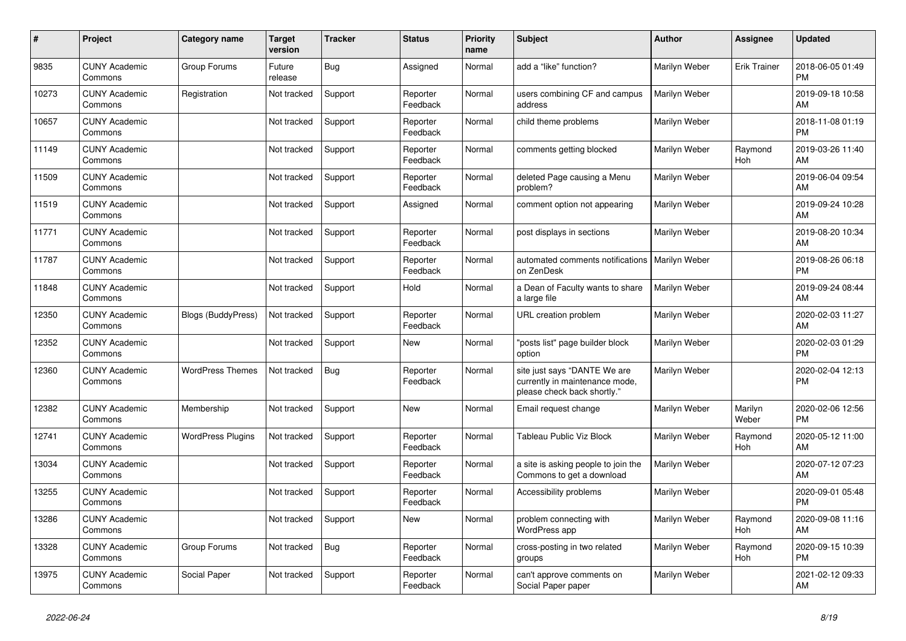| # | Project | Category name | Target version | Tracker | Status | Priority name | Subject | Author | Assignee | Updated |
|---|---|---|---|---|---|---|---|---|---|---|
| 9835 | CUNY Academic Commons | Group Forums | Future release | Bug | Assigned | Normal | add a "like" function? | Marilyn Weber | Erik Trainer | 2018-06-05 01:49 PM |
| 10273 | CUNY Academic Commons | Registration | Not tracked | Support | Reporter Feedback | Normal | users combining CF and campus address | Marilyn Weber | | 2019-09-18 10:58 AM |
| 10657 | CUNY Academic Commons | | Not tracked | Support | Reporter Feedback | Normal | child theme problems | Marilyn Weber | | 2018-11-08 01:19 PM |
| 11149 | CUNY Academic Commons | | Not tracked | Support | Reporter Feedback | Normal | comments getting blocked | Marilyn Weber | Raymond Hoh | 2019-03-26 11:40 AM |
| 11509 | CUNY Academic Commons | | Not tracked | Support | Reporter Feedback | Normal | deleted Page causing a Menu problem? | Marilyn Weber | | 2019-06-04 09:54 AM |
| 11519 | CUNY Academic Commons | | Not tracked | Support | Assigned | Normal | comment option not appearing | Marilyn Weber | | 2019-09-24 10:28 AM |
| 11771 | CUNY Academic Commons | | Not tracked | Support | Reporter Feedback | Normal | post displays in sections | Marilyn Weber | | 2019-08-20 10:34 AM |
| 11787 | CUNY Academic Commons | | Not tracked | Support | Reporter Feedback | Normal | automated comments notifications on ZenDesk | Marilyn Weber | | 2019-08-26 06:18 PM |
| 11848 | CUNY Academic Commons | | Not tracked | Support | Hold | Normal | a Dean of Faculty wants to share a large file | Marilyn Weber | | 2019-09-24 08:44 AM |
| 12350 | CUNY Academic Commons | Blogs (BuddyPress) | Not tracked | Support | Reporter Feedback | Normal | URL creation problem | Marilyn Weber | | 2020-02-03 11:27 AM |
| 12352 | CUNY Academic Commons | | Not tracked | Support | New | Normal | "posts list" page builder block option | Marilyn Weber | | 2020-02-03 01:29 PM |
| 12360 | CUNY Academic Commons | WordPress Themes | Not tracked | Bug | Reporter Feedback | Normal | site just says "DANTE We are currently in maintenance mode, please check back shortly." | Marilyn Weber | | 2020-02-04 12:13 PM |
| 12382 | CUNY Academic Commons | Membership | Not tracked | Support | New | Normal | Email request change | Marilyn Weber | Marilyn Weber | 2020-02-06 12:56 PM |
| 12741 | CUNY Academic Commons | WordPress Plugins | Not tracked | Support | Reporter Feedback | Normal | Tableau Public Viz Block | Marilyn Weber | Raymond Hoh | 2020-05-12 11:00 AM |
| 13034 | CUNY Academic Commons | | Not tracked | Support | Reporter Feedback | Normal | a site is asking people to join the Commons to get a download | Marilyn Weber | | 2020-07-12 07:23 AM |
| 13255 | CUNY Academic Commons | | Not tracked | Support | Reporter Feedback | Normal | Accessibility problems | Marilyn Weber | | 2020-09-01 05:48 PM |
| 13286 | CUNY Academic Commons | | Not tracked | Support | New | Normal | problem connecting with WordPress app | Marilyn Weber | Raymond Hoh | 2020-09-08 11:16 AM |
| 13328 | CUNY Academic Commons | Group Forums | Not tracked | Bug | Reporter Feedback | Normal | cross-posting in two related groups | Marilyn Weber | Raymond Hoh | 2020-09-15 10:39 PM |
| 13975 | CUNY Academic Commons | Social Paper | Not tracked | Support | Reporter Feedback | Normal | can't approve comments on Social Paper paper | Marilyn Weber | | 2021-02-12 09:33 AM |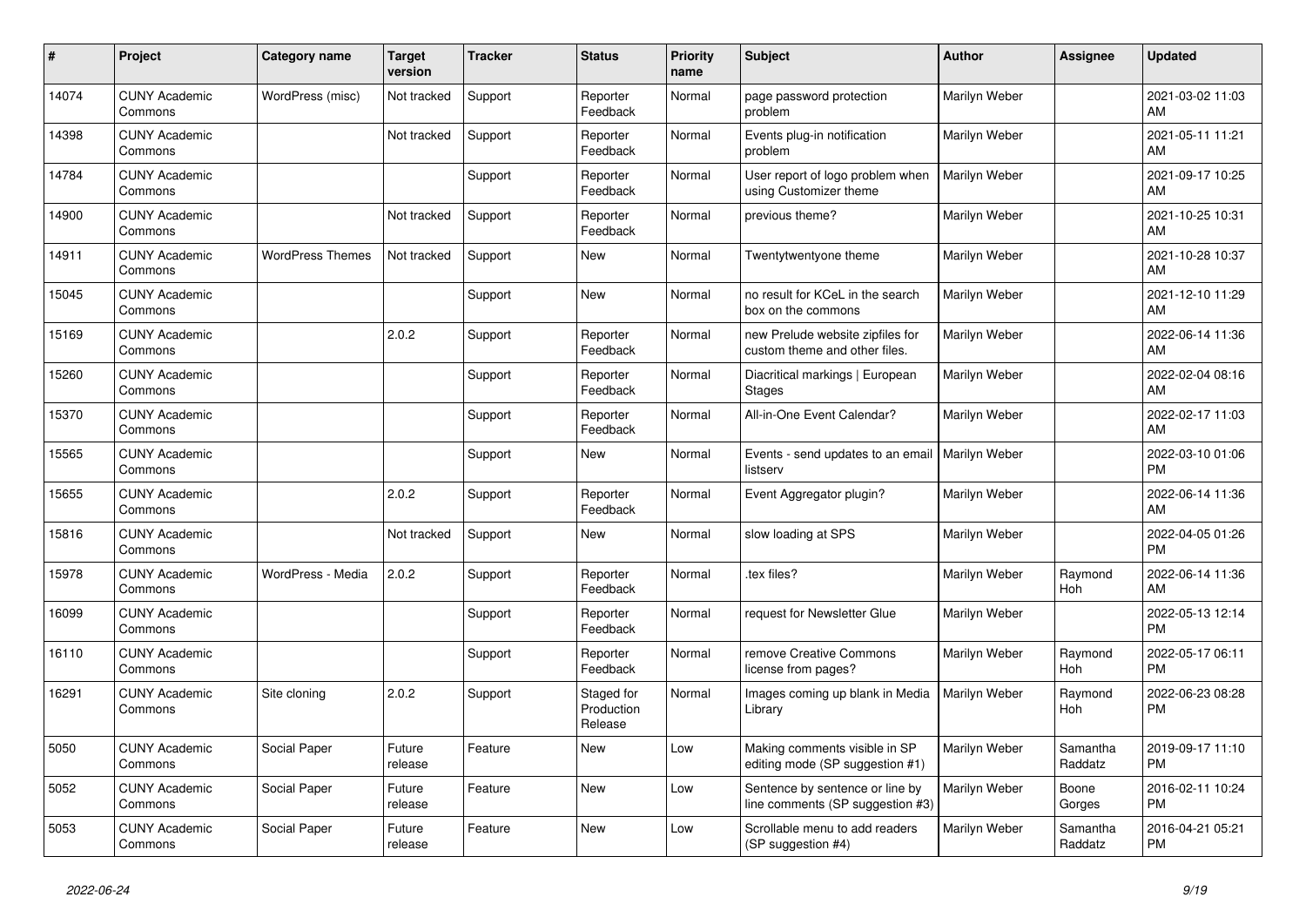| # | Project | Category name | Target version | Tracker | Status | Priority name | Subject | Author | Assignee | Updated |
|---|---|---|---|---|---|---|---|---|---|---|
| 14074 | CUNY Academic Commons | WordPress (misc) | Not tracked | Support | Reporter Feedback | Normal | page password protection problem | Marilyn Weber | | 2021-03-02 11:03 AM |
| 14398 | CUNY Academic Commons | | Not tracked | Support | Reporter Feedback | Normal | Events plug-in notification problem | Marilyn Weber | | 2021-05-11 11:21 AM |
| 14784 | CUNY Academic Commons | | | Support | Reporter Feedback | Normal | User report of logo problem when using Customizer theme | Marilyn Weber | | 2021-09-17 10:25 AM |
| 14900 | CUNY Academic Commons | | Not tracked | Support | Reporter Feedback | Normal | previous theme? | Marilyn Weber | | 2021-10-25 10:31 AM |
| 14911 | CUNY Academic Commons | WordPress Themes | Not tracked | Support | New | Normal | Twentytwentyone theme | Marilyn Weber | | 2021-10-28 10:37 AM |
| 15045 | CUNY Academic Commons | | | Support | New | Normal | no result for KCeL in the search box on the commons | Marilyn Weber | | 2021-12-10 11:29 AM |
| 15169 | CUNY Academic Commons | | 2.0.2 | Support | Reporter Feedback | Normal | new Prelude website zipfiles for custom theme and other files. | Marilyn Weber | | 2022-06-14 11:36 AM |
| 15260 | CUNY Academic Commons | | | Support | Reporter Feedback | Normal | Diacritical markings \| European Stages | Marilyn Weber | | 2022-02-04 08:16 AM |
| 15370 | CUNY Academic Commons | | | Support | Reporter Feedback | Normal | All-in-One Event Calendar? | Marilyn Weber | | 2022-02-17 11:03 AM |
| 15565 | CUNY Academic Commons | | | Support | New | Normal | Events - send updates to an email listserv | Marilyn Weber | | 2022-03-10 01:06 PM |
| 15655 | CUNY Academic Commons | | 2.0.2 | Support | Reporter Feedback | Normal | Event Aggregator plugin? | Marilyn Weber | | 2022-06-14 11:36 AM |
| 15816 | CUNY Academic Commons | | Not tracked | Support | New | Normal | slow loading at SPS | Marilyn Weber | | 2022-04-05 01:26 PM |
| 15978 | CUNY Academic Commons | WordPress - Media | 2.0.2 | Support | Reporter Feedback | Normal | .tex files? | Marilyn Weber | Raymond Hoh | 2022-06-14 11:36 AM |
| 16099 | CUNY Academic Commons | | | Support | Reporter Feedback | Normal | request for Newsletter Glue | Marilyn Weber | | 2022-05-13 12:14 PM |
| 16110 | CUNY Academic Commons | | | Support | Reporter Feedback | Normal | remove Creative Commons license from pages? | Marilyn Weber | Raymond Hoh | 2022-05-17 06:11 PM |
| 16291 | CUNY Academic Commons | Site cloning | 2.0.2 | Support | Staged for Production Release | Normal | Images coming up blank in Media Library | Marilyn Weber | Raymond Hoh | 2022-06-23 08:28 PM |
| 5050 | CUNY Academic Commons | Social Paper | Future release | Feature | New | Low | Making comments visible in SP editing mode (SP suggestion #1) | Marilyn Weber | Samantha Raddatz | 2019-09-17 11:10 PM |
| 5052 | CUNY Academic Commons | Social Paper | Future release | Feature | New | Low | Sentence by sentence or line by line comments (SP suggestion #3) | Marilyn Weber | Boone Gorges | 2016-02-11 10:24 PM |
| 5053 | CUNY Academic Commons | Social Paper | Future release | Feature | New | Low | Scrollable menu to add readers (SP suggestion #4) | Marilyn Weber | Samantha Raddatz | 2016-04-21 05:21 PM |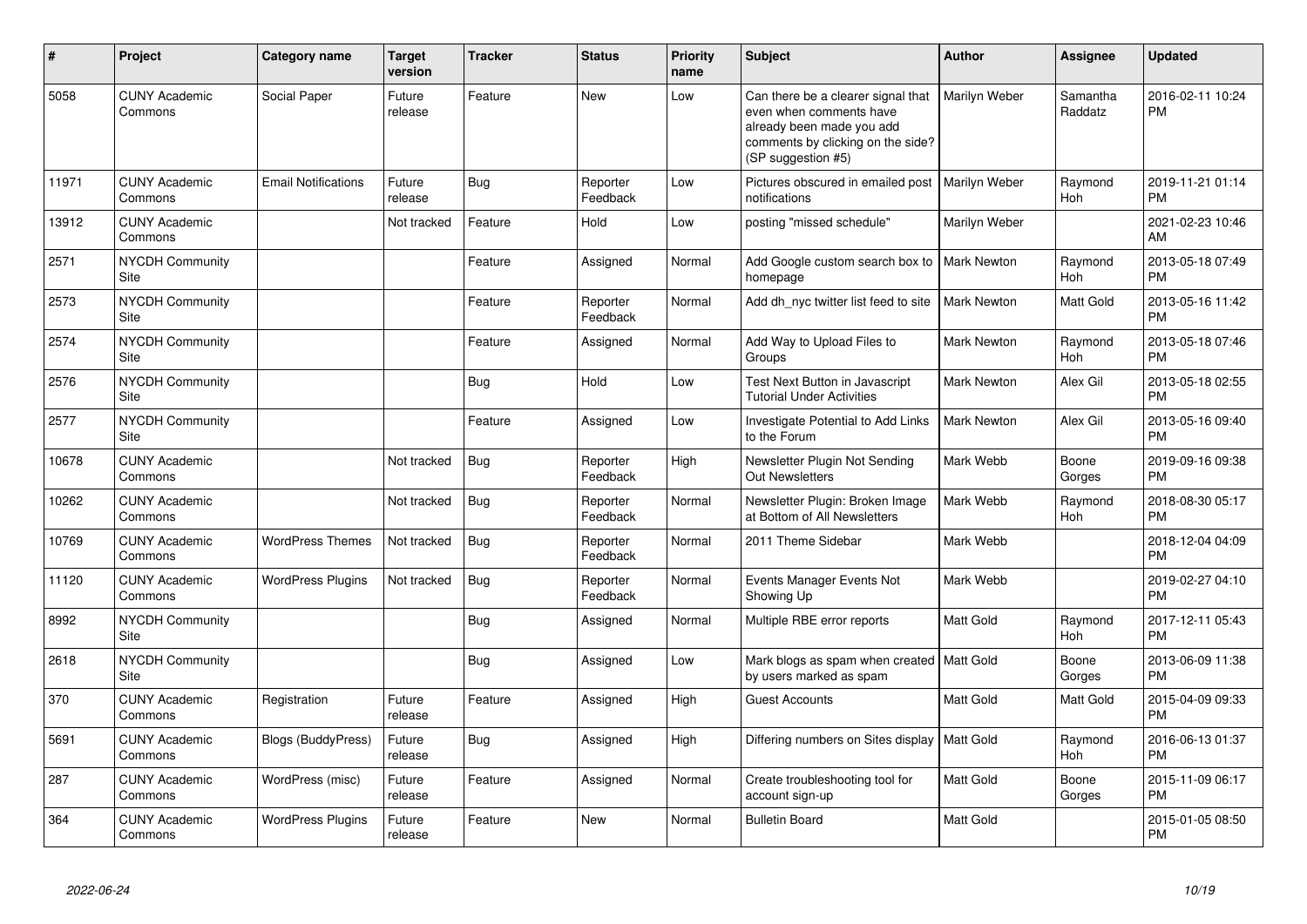| # | Project | Category name | Target version | Tracker | Status | Priority name | Subject | Author | Assignee | Updated |
|---|---|---|---|---|---|---|---|---|---|---|
| 5058 | CUNY Academic Commons | Social Paper | Future release | Feature | New | Low | Can there be a clearer signal that even when comments have already been made you add comments by clicking on the side? (SP suggestion #5) | Marilyn Weber | Samantha Raddatz | 2016-02-11 10:24 PM |
| 11971 | CUNY Academic Commons | Email Notifications | Future release | Bug | Reporter Feedback | Low | Pictures obscured in emailed post notifications | Marilyn Weber | Raymond Hoh | 2019-11-21 01:14 PM |
| 13912 | CUNY Academic Commons | | Not tracked | Feature | Hold | Low | posting "missed schedule" | Marilyn Weber | | 2021-02-23 10:46 AM |
| 2571 | NYCDH Community Site | | | Feature | Assigned | Normal | Add Google custom search box to homepage | Mark Newton | Raymond Hoh | 2013-05-18 07:49 PM |
| 2573 | NYCDH Community Site | | | Feature | Reporter Feedback | Normal | Add dh_nyc twitter list feed to site | Mark Newton | Matt Gold | 2013-05-16 11:42 PM |
| 2574 | NYCDH Community Site | | | Feature | Assigned | Normal | Add Way to Upload Files to Groups | Mark Newton | Raymond Hoh | 2013-05-18 07:46 PM |
| 2576 | NYCDH Community Site | | | Bug | Hold | Low | Test Next Button in Javascript Tutorial Under Activities | Mark Newton | Alex Gil | 2013-05-18 02:55 PM |
| 2577 | NYCDH Community Site | | | Feature | Assigned | Low | Investigate Potential to Add Links to the Forum | Mark Newton | Alex Gil | 2013-05-16 09:40 PM |
| 10678 | CUNY Academic Commons | | Not tracked | Bug | Reporter Feedback | High | Newsletter Plugin Not Sending Out Newsletters | Mark Webb | Boone Gorges | 2019-09-16 09:38 PM |
| 10262 | CUNY Academic Commons | | Not tracked | Bug | Reporter Feedback | Normal | Newsletter Plugin: Broken Image at Bottom of All Newsletters | Mark Webb | Raymond Hoh | 2018-08-30 05:17 PM |
| 10769 | CUNY Academic Commons | WordPress Themes | Not tracked | Bug | Reporter Feedback | Normal | 2011 Theme Sidebar | Mark Webb | | 2018-12-04 04:09 PM |
| 11120 | CUNY Academic Commons | WordPress Plugins | Not tracked | Bug | Reporter Feedback | Normal | Events Manager Events Not Showing Up | Mark Webb | | 2019-02-27 04:10 PM |
| 8992 | NYCDH Community Site | | | Bug | Assigned | Normal | Multiple RBE error reports | Matt Gold | Raymond Hoh | 2017-12-11 05:43 PM |
| 2618 | NYCDH Community Site | | | Bug | Assigned | Low | Mark blogs as spam when created by users marked as spam | Matt Gold | Boone Gorges | 2013-06-09 11:38 PM |
| 370 | CUNY Academic Commons | Registration | Future release | Feature | Assigned | High | Guest Accounts | Matt Gold | Matt Gold | 2015-04-09 09:33 PM |
| 5691 | CUNY Academic Commons | Blogs (BuddyPress) | Future release | Bug | Assigned | High | Differing numbers on Sites display | Matt Gold | Raymond Hoh | 2016-06-13 01:37 PM |
| 287 | CUNY Academic Commons | WordPress (misc) | Future release | Feature | Assigned | Normal | Create troubleshooting tool for account sign-up | Matt Gold | Boone Gorges | 2015-11-09 06:17 PM |
| 364 | CUNY Academic Commons | WordPress Plugins | Future release | Feature | New | Normal | Bulletin Board | Matt Gold | | 2015-01-05 08:50 PM |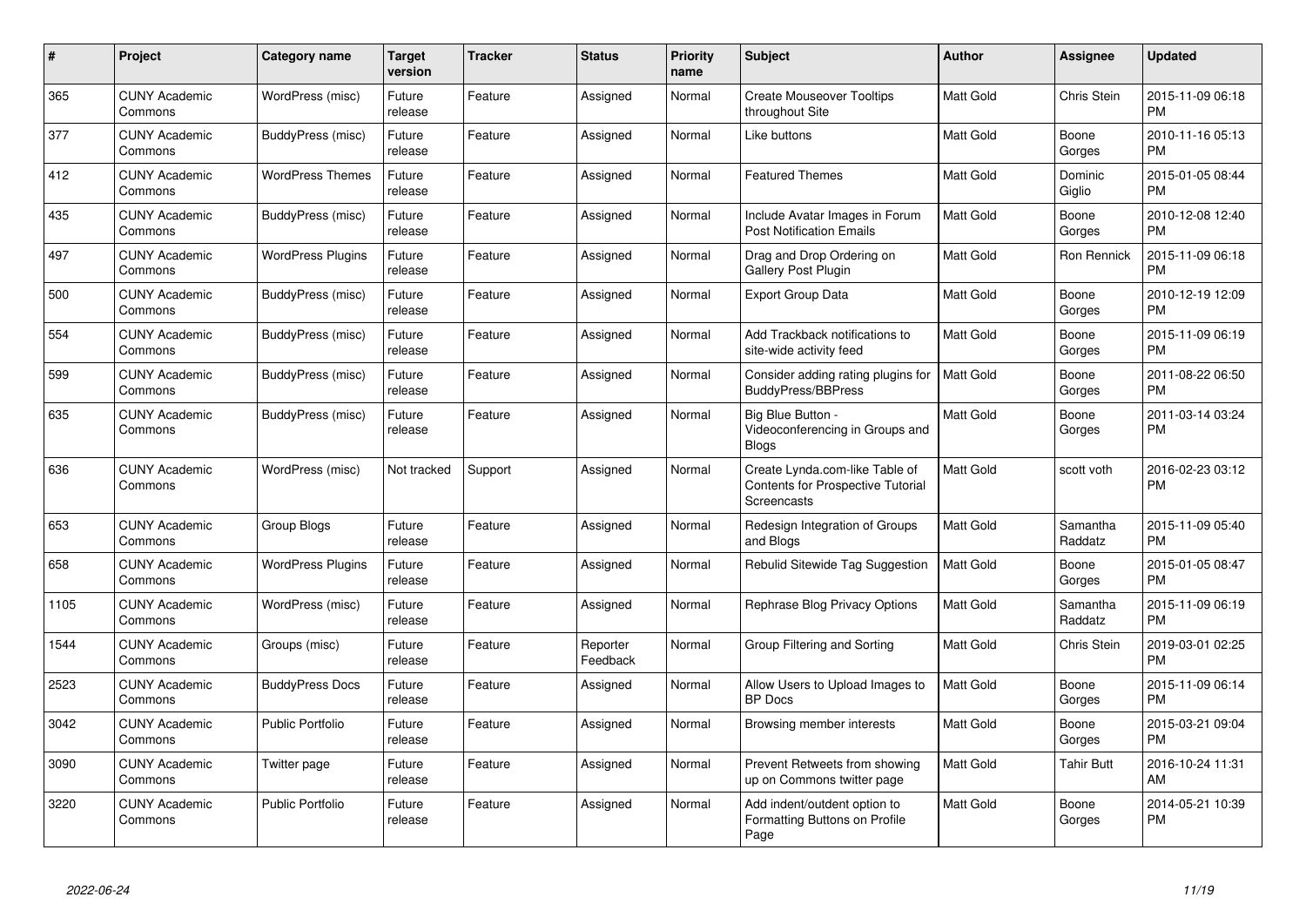| # | Project | Category name | Target version | Tracker | Status | Priority name | Subject | Author | Assignee | Updated |
|---|---|---|---|---|---|---|---|---|---|---|
| 365 | CUNY Academic Commons | WordPress (misc) | Future release | Feature | Assigned | Normal | Create Mouseover Tooltips throughout Site | Matt Gold | Chris Stein | 2015-11-09 06:18 PM |
| 377 | CUNY Academic Commons | BuddyPress (misc) | Future release | Feature | Assigned | Normal | Like buttons | Matt Gold | Boone Gorges | 2010-11-16 05:13 PM |
| 412 | CUNY Academic Commons | WordPress Themes | Future release | Feature | Assigned | Normal | Featured Themes | Matt Gold | Dominic Giglio | 2015-01-05 08:44 PM |
| 435 | CUNY Academic Commons | BuddyPress (misc) | Future release | Feature | Assigned | Normal | Include Avatar Images in Forum Post Notification Emails | Matt Gold | Boone Gorges | 2010-12-08 12:40 PM |
| 497 | CUNY Academic Commons | WordPress Plugins | Future release | Feature | Assigned | Normal | Drag and Drop Ordering on Gallery Post Plugin | Matt Gold | Ron Rennick | 2015-11-09 06:18 PM |
| 500 | CUNY Academic Commons | BuddyPress (misc) | Future release | Feature | Assigned | Normal | Export Group Data | Matt Gold | Boone Gorges | 2010-12-19 12:09 PM |
| 554 | CUNY Academic Commons | BuddyPress (misc) | Future release | Feature | Assigned | Normal | Add Trackback notifications to site-wide activity feed | Matt Gold | Boone Gorges | 2015-11-09 06:19 PM |
| 599 | CUNY Academic Commons | BuddyPress (misc) | Future release | Feature | Assigned | Normal | Consider adding rating plugins for BuddyPress/BBPress | Matt Gold | Boone Gorges | 2011-08-22 06:50 PM |
| 635 | CUNY Academic Commons | BuddyPress (misc) | Future release | Feature | Assigned | Normal | Big Blue Button - Videoconferencing in Groups and Blogs | Matt Gold | Boone Gorges | 2011-03-14 03:24 PM |
| 636 | CUNY Academic Commons | WordPress (misc) | Not tracked | Support | Assigned | Normal | Create Lynda.com-like Table of Contents for Prospective Tutorial Screencasts | Matt Gold | scott voth | 2016-02-23 03:12 PM |
| 653 | CUNY Academic Commons | Group Blogs | Future release | Feature | Assigned | Normal | Redesign Integration of Groups and Blogs | Matt Gold | Samantha Raddatz | 2015-11-09 05:40 PM |
| 658 | CUNY Academic Commons | WordPress Plugins | Future release | Feature | Assigned | Normal | Rebulid Sitewide Tag Suggestion | Matt Gold | Boone Gorges | 2015-01-05 08:47 PM |
| 1105 | CUNY Academic Commons | WordPress (misc) | Future release | Feature | Assigned | Normal | Rephrase Blog Privacy Options | Matt Gold | Samantha Raddatz | 2015-11-09 06:19 PM |
| 1544 | CUNY Academic Commons | Groups (misc) | Future release | Feature | Reporter Feedback | Normal | Group Filtering and Sorting | Matt Gold | Chris Stein | 2019-03-01 02:25 PM |
| 2523 | CUNY Academic Commons | BuddyPress Docs | Future release | Feature | Assigned | Normal | Allow Users to Upload Images to BP Docs | Matt Gold | Boone Gorges | 2015-11-09 06:14 PM |
| 3042 | CUNY Academic Commons | Public Portfolio | Future release | Feature | Assigned | Normal | Browsing member interests | Matt Gold | Boone Gorges | 2015-03-21 09:04 PM |
| 3090 | CUNY Academic Commons | Twitter page | Future release | Feature | Assigned | Normal | Prevent Retweets from showing up on Commons twitter page | Matt Gold | Tahir Butt | 2016-10-24 11:31 AM |
| 3220 | CUNY Academic Commons | Public Portfolio | Future release | Feature | Assigned | Normal | Add indent/outdent option to Formatting Buttons on Profile Page | Matt Gold | Boone Gorges | 2014-05-21 10:39 PM |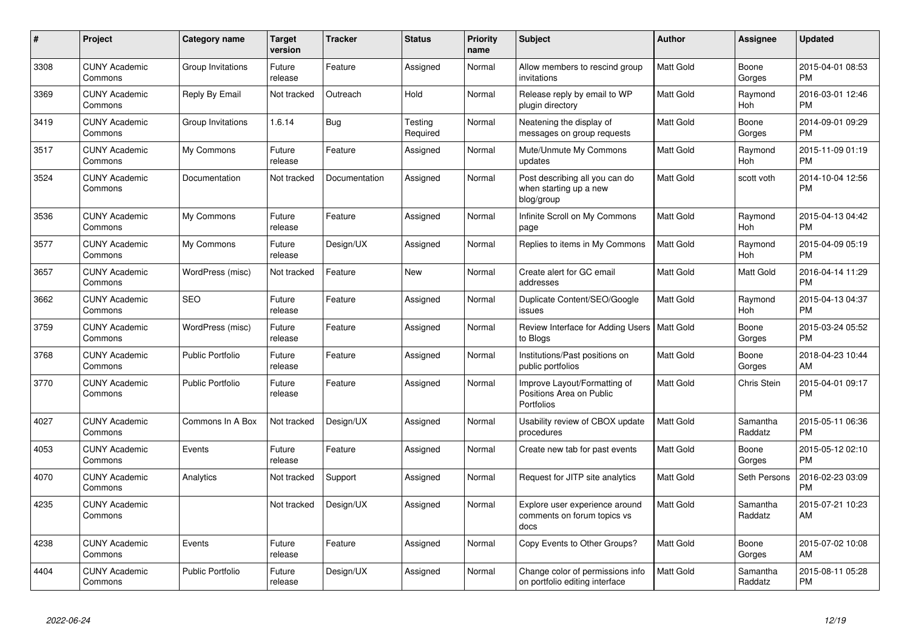| # | Project | Category name | Target version | Tracker | Status | Priority name | Subject | Author | Assignee | Updated |
|---|---|---|---|---|---|---|---|---|---|---|
| 3308 | CUNY Academic Commons | Group Invitations | Future release | Feature | Assigned | Normal | Allow members to rescind group invitations | Matt Gold | Boone Gorges | 2015-04-01 08:53 PM |
| 3369 | CUNY Academic Commons | Reply By Email | Not tracked | Outreach | Hold | Normal | Release reply by email to WP plugin directory | Matt Gold | Raymond Hoh | 2016-03-01 12:46 PM |
| 3419 | CUNY Academic Commons | Group Invitations | 1.6.14 | Bug | Testing Required | Normal | Neatening the display of messages on group requests | Matt Gold | Boone Gorges | 2014-09-01 09:29 PM |
| 3517 | CUNY Academic Commons | My Commons | Future release | Feature | Assigned | Normal | Mute/Unmute My Commons updates | Matt Gold | Raymond Hoh | 2015-11-09 01:19 PM |
| 3524 | CUNY Academic Commons | Documentation | Not tracked | Documentation | Assigned | Normal | Post describing all you can do when starting up a new blog/group | Matt Gold | scott voth | 2014-10-04 12:56 PM |
| 3536 | CUNY Academic Commons | My Commons | Future release | Feature | Assigned | Normal | Infinite Scroll on My Commons page | Matt Gold | Raymond Hoh | 2015-04-13 04:42 PM |
| 3577 | CUNY Academic Commons | My Commons | Future release | Design/UX | Assigned | Normal | Replies to items in My Commons | Matt Gold | Raymond Hoh | 2015-04-09 05:19 PM |
| 3657 | CUNY Academic Commons | WordPress (misc) | Not tracked | Feature | New | Normal | Create alert for GC email addresses | Matt Gold | Matt Gold | 2016-04-14 11:29 PM |
| 3662 | CUNY Academic Commons | SEO | Future release | Feature | Assigned | Normal | Duplicate Content/SEO/Google issues | Matt Gold | Raymond Hoh | 2015-04-13 04:37 PM |
| 3759 | CUNY Academic Commons | WordPress (misc) | Future release | Feature | Assigned | Normal | Review Interface for Adding Users to Blogs | Matt Gold | Boone Gorges | 2015-03-24 05:52 PM |
| 3768 | CUNY Academic Commons | Public Portfolio | Future release | Feature | Assigned | Normal | Institutions/Past positions on public portfolios | Matt Gold | Boone Gorges | 2018-04-23 10:44 AM |
| 3770 | CUNY Academic Commons | Public Portfolio | Future release | Feature | Assigned | Normal | Improve Layout/Formatting of Positions Area on Public Portfolios | Matt Gold | Chris Stein | 2015-04-01 09:17 PM |
| 4027 | CUNY Academic Commons | Commons In A Box | Not tracked | Design/UX | Assigned | Normal | Usability review of CBOX update procedures | Matt Gold | Samantha Raddatz | 2015-05-11 06:36 PM |
| 4053 | CUNY Academic Commons | Events | Future release | Feature | Assigned | Normal | Create new tab for past events | Matt Gold | Boone Gorges | 2015-05-12 02:10 PM |
| 4070 | CUNY Academic Commons | Analytics | Not tracked | Support | Assigned | Normal | Request for JITP site analytics | Matt Gold | Seth Persons | 2016-02-23 03:09 PM |
| 4235 | CUNY Academic Commons | | Not tracked | Design/UX | Assigned | Normal | Explore user experience around comments on forum topics vs docs | Matt Gold | Samantha Raddatz | 2015-07-21 10:23 AM |
| 4238 | CUNY Academic Commons | Events | Future release | Feature | Assigned | Normal | Copy Events to Other Groups? | Matt Gold | Boone Gorges | 2015-07-02 10:08 AM |
| 4404 | CUNY Academic Commons | Public Portfolio | Future release | Design/UX | Assigned | Normal | Change color of permissions info on portfolio editing interface | Matt Gold | Samantha Raddatz | 2015-08-11 05:28 PM |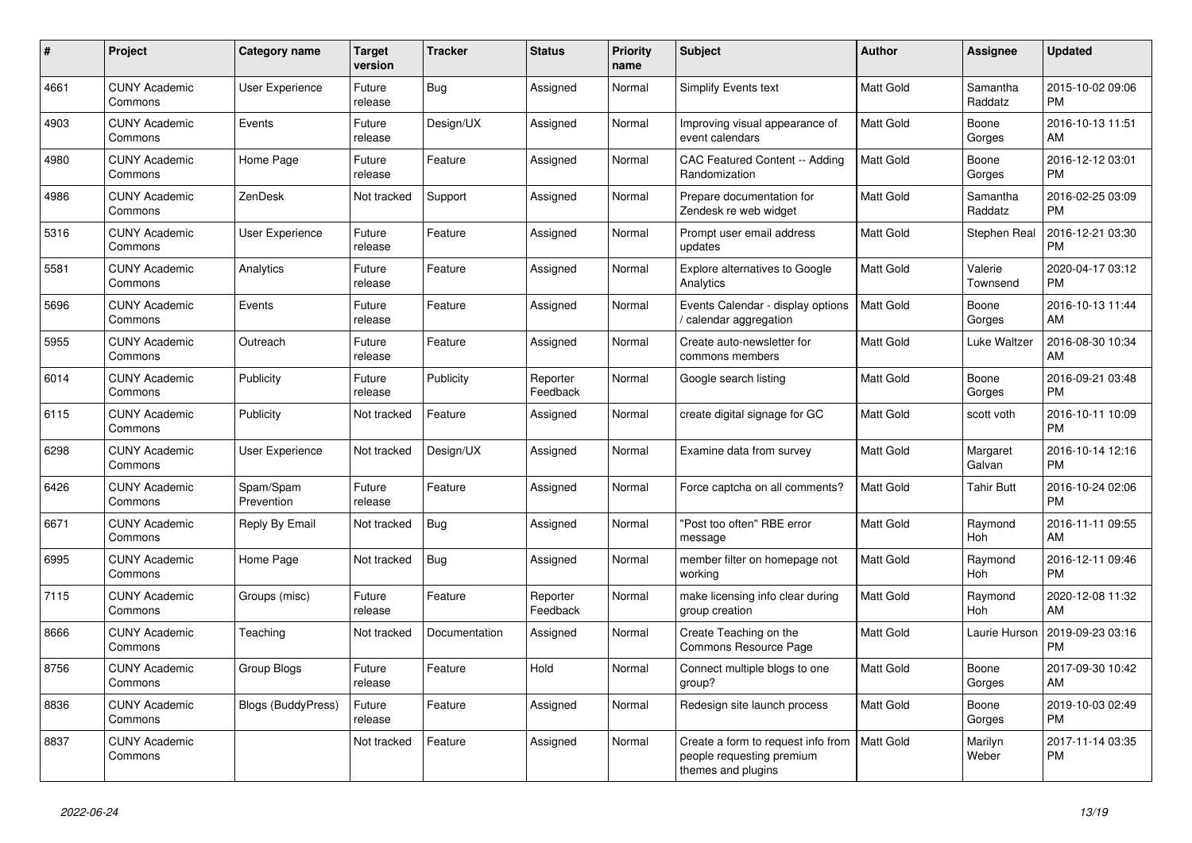| # | Project | Category name | Target version | Tracker | Status | Priority name | Subject | Author | Assignee | Updated |
|---|---|---|---|---|---|---|---|---|---|---|
| 4661 | CUNY Academic Commons | User Experience | Future release | Bug | Assigned | Normal | Simplify Events text | Matt Gold | Samantha Raddatz | 2015-10-02 09:06 PM |
| 4903 | CUNY Academic Commons | Events | Future release | Design/UX | Assigned | Normal | Improving visual appearance of event calendars | Matt Gold | Boone Gorges | 2016-10-13 11:51 AM |
| 4980 | CUNY Academic Commons | Home Page | Future release | Feature | Assigned | Normal | CAC Featured Content -- Adding Randomization | Matt Gold | Boone Gorges | 2016-12-12 03:01 PM |
| 4986 | CUNY Academic Commons | ZenDesk | Not tracked | Support | Assigned | Normal | Prepare documentation for Zendesk re web widget | Matt Gold | Samantha Raddatz | 2016-02-25 03:09 PM |
| 5316 | CUNY Academic Commons | User Experience | Future release | Feature | Assigned | Normal | Prompt user email address updates | Matt Gold | Stephen Real | 2016-12-21 03:30 PM |
| 5581 | CUNY Academic Commons | Analytics | Future release | Feature | Assigned | Normal | Explore alternatives to Google Analytics | Matt Gold | Valerie Townsend | 2020-04-17 03:12 PM |
| 5696 | CUNY Academic Commons | Events | Future release | Feature | Assigned | Normal | Events Calendar - display options / calendar aggregation | Matt Gold | Boone Gorges | 2016-10-13 11:44 AM |
| 5955 | CUNY Academic Commons | Outreach | Future release | Feature | Assigned | Normal | Create auto-newsletter for commons members | Matt Gold | Luke Waltzer | 2016-08-30 10:34 AM |
| 6014 | CUNY Academic Commons | Publicity | Future release | Publicity | Reporter Feedback | Normal | Google search listing | Matt Gold | Boone Gorges | 2016-09-21 03:48 PM |
| 6115 | CUNY Academic Commons | Publicity | Not tracked | Feature | Assigned | Normal | create digital signage for GC | Matt Gold | scott voth | 2016-10-11 10:09 PM |
| 6298 | CUNY Academic Commons | User Experience | Not tracked | Design/UX | Assigned | Normal | Examine data from survey | Matt Gold | Margaret Galvan | 2016-10-14 12:16 PM |
| 6426 | CUNY Academic Commons | Spam/Spam Prevention | Future release | Feature | Assigned | Normal | Force captcha on all comments? | Matt Gold | Tahir Butt | 2016-10-24 02:06 PM |
| 6671 | CUNY Academic Commons | Reply By Email | Not tracked | Bug | Assigned | Normal | "Post too often" RBE error message | Matt Gold | Raymond Hoh | 2016-11-11 09:55 AM |
| 6995 | CUNY Academic Commons | Home Page | Not tracked | Bug | Assigned | Normal | member filter on homepage not working | Matt Gold | Raymond Hoh | 2016-12-11 09:46 PM |
| 7115 | CUNY Academic Commons | Groups (misc) | Future release | Feature | Reporter Feedback | Normal | make licensing info clear during group creation | Matt Gold | Raymond Hoh | 2020-12-08 11:32 AM |
| 8666 | CUNY Academic Commons | Teaching | Not tracked | Documentation | Assigned | Normal | Create Teaching on the Commons Resource Page | Matt Gold | Laurie Hurson | 2019-09-23 03:16 PM |
| 8756 | CUNY Academic Commons | Group Blogs | Future release | Feature | Hold | Normal | Connect multiple blogs to one group? | Matt Gold | Boone Gorges | 2017-09-30 10:42 AM |
| 8836 | CUNY Academic Commons | Blogs (BuddyPress) | Future release | Feature | Assigned | Normal | Redesign site launch process | Matt Gold | Boone Gorges | 2019-10-03 02:49 PM |
| 8837 | CUNY Academic Commons | | Not tracked | Feature | Assigned | Normal | Create a form to request info from people requesting premium themes and plugins | Matt Gold | Marilyn Weber | 2017-11-14 03:35 PM |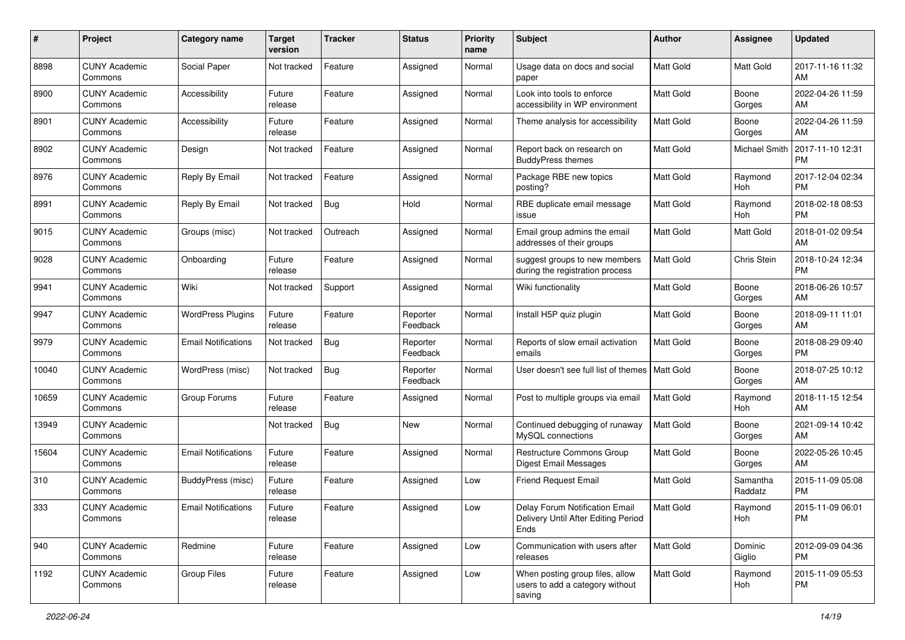| # | Project | Category name | Target version | Tracker | Status | Priority name | Subject | Author | Assignee | Updated |
|---|---|---|---|---|---|---|---|---|---|---|
| 8898 | CUNY Academic Commons | Social Paper | Not tracked | Feature | Assigned | Normal | Usage data on docs and social paper | Matt Gold | Matt Gold | 2017-11-16 11:32 AM |
| 8900 | CUNY Academic Commons | Accessibility | Future release | Feature | Assigned | Normal | Look into tools to enforce accessibility in WP environment | Matt Gold | Boone Gorges | 2022-04-26 11:59 AM |
| 8901 | CUNY Academic Commons | Accessibility | Future release | Feature | Assigned | Normal | Theme analysis for accessibility | Matt Gold | Boone Gorges | 2022-04-26 11:59 AM |
| 8902 | CUNY Academic Commons | Design | Not tracked | Feature | Assigned | Normal | Report back on research on BuddyPress themes | Matt Gold | Michael Smith | 2017-11-10 12:31 PM |
| 8976 | CUNY Academic Commons | Reply By Email | Not tracked | Feature | Assigned | Normal | Package RBE new topics posting? | Matt Gold | Raymond Hoh | 2017-12-04 02:34 PM |
| 8991 | CUNY Academic Commons | Reply By Email | Not tracked | Bug | Hold | Normal | RBE duplicate email message issue | Matt Gold | Raymond Hoh | 2018-02-18 08:53 PM |
| 9015 | CUNY Academic Commons | Groups (misc) | Not tracked | Outreach | Assigned | Normal | Email group admins the email addresses of their groups | Matt Gold | Matt Gold | 2018-01-02 09:54 AM |
| 9028 | CUNY Academic Commons | Onboarding | Future release | Feature | Assigned | Normal | suggest groups to new members during the registration process | Matt Gold | Chris Stein | 2018-10-24 12:34 PM |
| 9941 | CUNY Academic Commons | Wiki | Not tracked | Support | Assigned | Normal | Wiki functionality | Matt Gold | Boone Gorges | 2018-06-26 10:57 AM |
| 9947 | CUNY Academic Commons | WordPress Plugins | Future release | Feature | Reporter Feedback | Normal | Install H5P quiz plugin | Matt Gold | Boone Gorges | 2018-09-11 11:01 AM |
| 9979 | CUNY Academic Commons | Email Notifications | Not tracked | Bug | Reporter Feedback | Normal | Reports of slow email activation emails | Matt Gold | Boone Gorges | 2018-08-29 09:40 PM |
| 10040 | CUNY Academic Commons | WordPress (misc) | Not tracked | Bug | Reporter Feedback | Normal | User doesn't see full list of themes | Matt Gold | Boone Gorges | 2018-07-25 10:12 AM |
| 10659 | CUNY Academic Commons | Group Forums | Future release | Feature | Assigned | Normal | Post to multiple groups via email | Matt Gold | Raymond Hoh | 2018-11-15 12:54 AM |
| 13949 | CUNY Academic Commons | | Not tracked | Bug | New | Normal | Continued debugging of runaway MySQL connections | Matt Gold | Boone Gorges | 2021-09-14 10:42 AM |
| 15604 | CUNY Academic Commons | Email Notifications | Future release | Feature | Assigned | Normal | Restructure Commons Group Digest Email Messages | Matt Gold | Boone Gorges | 2022-05-26 10:45 AM |
| 310 | CUNY Academic Commons | BuddyPress (misc) | Future release | Feature | Assigned | Low | Friend Request Email | Matt Gold | Samantha Raddatz | 2015-11-09 05:08 PM |
| 333 | CUNY Academic Commons | Email Notifications | Future release | Feature | Assigned | Low | Delay Forum Notification Email Delivery Until After Editing Period Ends | Matt Gold | Raymond Hoh | 2015-11-09 06:01 PM |
| 940 | CUNY Academic Commons | Redmine | Future release | Feature | Assigned | Low | Communication with users after releases | Matt Gold | Dominic Giglio | 2012-09-09 04:36 PM |
| 1192 | CUNY Academic Commons | Group Files | Future release | Feature | Assigned | Low | When posting group files, allow users to add a category without saving | Matt Gold | Raymond Hoh | 2015-11-09 05:53 PM |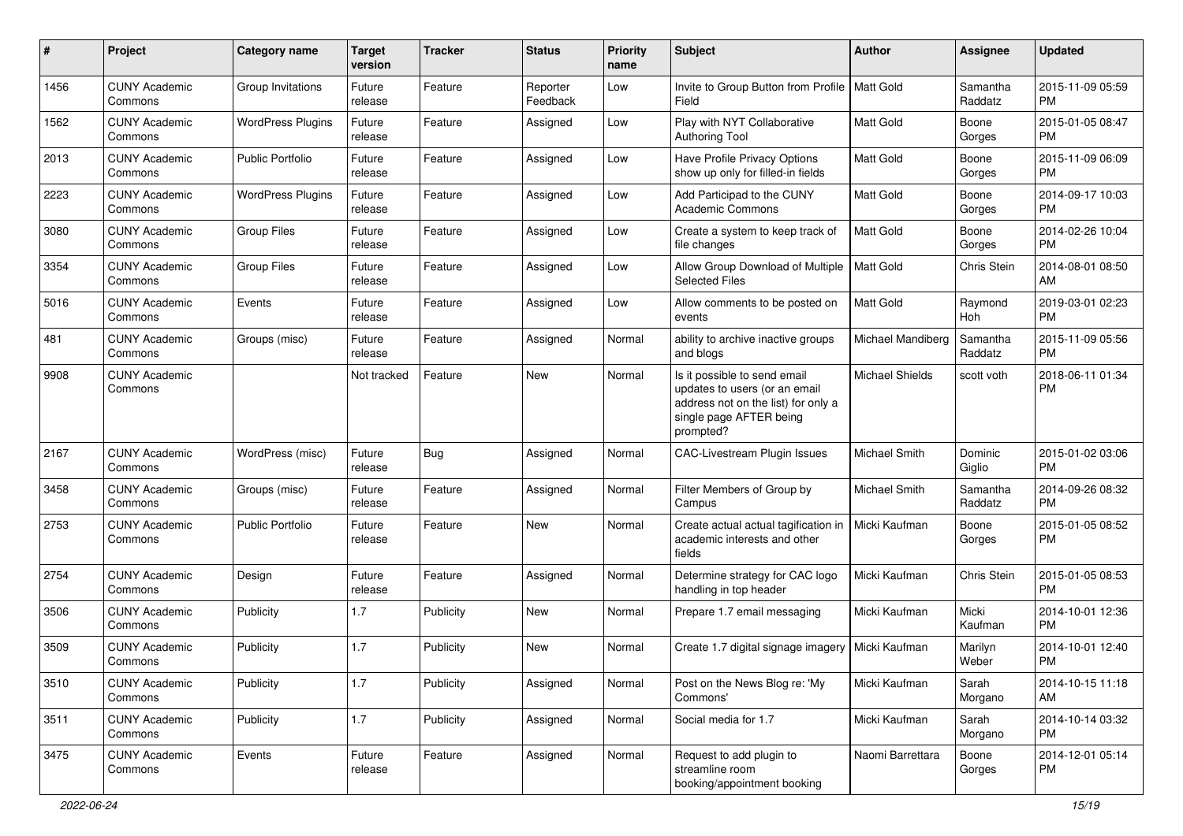| # | Project | Category name | Target version | Tracker | Status | Priority name | Subject | Author | Assignee | Updated |
|---|---|---|---|---|---|---|---|---|---|---|
| 1456 | CUNY Academic Commons | Group Invitations | Future release | Feature | Reporter Feedback | Low | Invite to Group Button from Profile Field | Matt Gold | Samantha Raddatz | 2015-11-09 05:59 PM |
| 1562 | CUNY Academic Commons | WordPress Plugins | Future release | Feature | Assigned | Low | Play with NYT Collaborative Authoring Tool | Matt Gold | Boone Gorges | 2015-01-05 08:47 PM |
| 2013 | CUNY Academic Commons | Public Portfolio | Future release | Feature | Assigned | Low | Have Profile Privacy Options show up only for filled-in fields | Matt Gold | Boone Gorges | 2015-11-09 06:09 PM |
| 2223 | CUNY Academic Commons | WordPress Plugins | Future release | Feature | Assigned | Low | Add Participad to the CUNY Academic Commons | Matt Gold | Boone Gorges | 2014-09-17 10:03 PM |
| 3080 | CUNY Academic Commons | Group Files | Future release | Feature | Assigned | Low | Create a system to keep track of file changes | Matt Gold | Boone Gorges | 2014-02-26 10:04 PM |
| 3354 | CUNY Academic Commons | Group Files | Future release | Feature | Assigned | Low | Allow Group Download of Multiple Selected Files | Matt Gold | Chris Stein | 2014-08-01 08:50 AM |
| 5016 | CUNY Academic Commons | Events | Future release | Feature | Assigned | Low | Allow comments to be posted on events | Matt Gold | Raymond Hoh | 2019-03-01 02:23 PM |
| 481 | CUNY Academic Commons | Groups (misc) | Future release | Feature | Assigned | Normal | ability to archive inactive groups and blogs | Michael Mandiberg | Samantha Raddatz | 2015-11-09 05:56 PM |
| 9908 | CUNY Academic Commons | | Not tracked | Feature | New | Normal | Is it possible to send email updates to users (or an email address not on the list) for only a single page AFTER being prompted? | Michael Shields | scott voth | 2018-06-11 01:34 PM |
| 2167 | CUNY Academic Commons | WordPress (misc) | Future release | Bug | Assigned | Normal | CAC-Livestream Plugin Issues | Michael Smith | Dominic Giglio | 2015-01-02 03:06 PM |
| 3458 | CUNY Academic Commons | Groups (misc) | Future release | Feature | Assigned | Normal | Filter Members of Group by Campus | Michael Smith | Samantha Raddatz | 2014-09-26 08:32 PM |
| 2753 | CUNY Academic Commons | Public Portfolio | Future release | Feature | New | Normal | Create actual actual tagification in academic interests and other fields | Micki Kaufman | Boone Gorges | 2015-01-05 08:52 PM |
| 2754 | CUNY Academic Commons | Design | Future release | Feature | Assigned | Normal | Determine strategy for CAC logo handling in top header | Micki Kaufman | Chris Stein | 2015-01-05 08:53 PM |
| 3506 | CUNY Academic Commons | Publicity | 1.7 | Publicity | New | Normal | Prepare 1.7 email messaging | Micki Kaufman | Micki Kaufman | 2014-10-01 12:36 PM |
| 3509 | CUNY Academic Commons | Publicity | 1.7 | Publicity | New | Normal | Create 1.7 digital signage imagery | Micki Kaufman | Marilyn Weber | 2014-10-01 12:40 PM |
| 3510 | CUNY Academic Commons | Publicity | 1.7 | Publicity | Assigned | Normal | Post on the News Blog re: 'My Commons' | Micki Kaufman | Sarah Morgano | 2014-10-15 11:18 AM |
| 3511 | CUNY Academic Commons | Publicity | 1.7 | Publicity | Assigned | Normal | Social media for 1.7 | Micki Kaufman | Sarah Morgano | 2014-10-14 03:32 PM |
| 3475 | CUNY Academic Commons | Events | Future release | Feature | Assigned | Normal | Request to add plugin to streamline room booking/appointment booking | Naomi Barrettara | Boone Gorges | 2014-12-01 05:14 PM |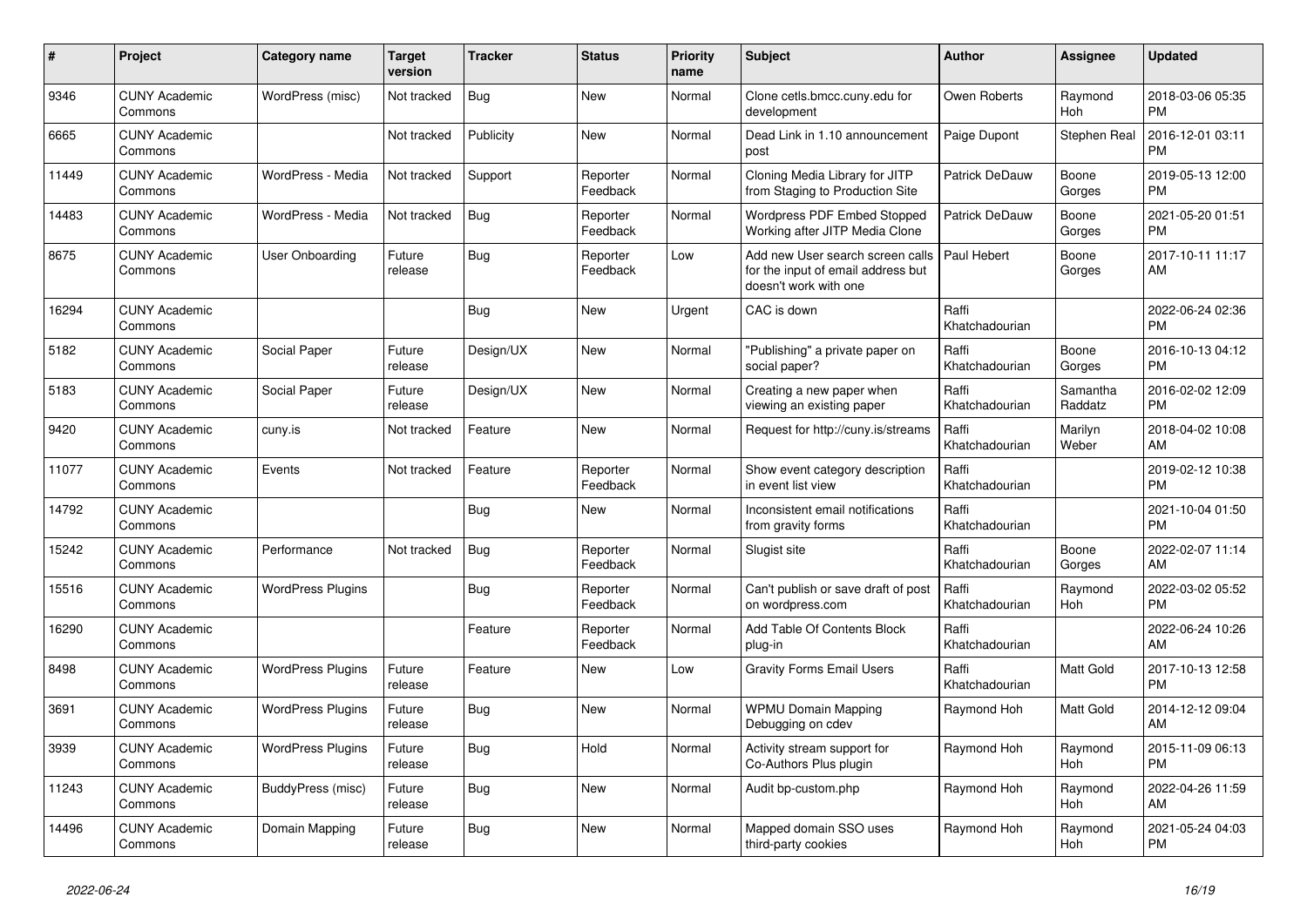| # | Project | Category name | Target version | Tracker | Status | Priority name | Subject | Author | Assignee | Updated |
|---|---|---|---|---|---|---|---|---|---|---|
| 9346 | CUNY Academic Commons | WordPress (misc) | Not tracked | Bug | New | Normal | Clone cetls.bmcc.cuny.edu for development | Owen Roberts | Raymond Hoh | 2018-03-06 05:35 PM |
| 6665 | CUNY Academic Commons | | Not tracked | Publicity | New | Normal | Dead Link in 1.10 announcement post | Paige Dupont | Stephen Real | 2016-12-01 03:11 PM |
| 11449 | CUNY Academic Commons | WordPress - Media | Not tracked | Support | Reporter Feedback | Normal | Cloning Media Library for JITP from Staging to Production Site | Patrick DeDauw | Boone Gorges | 2019-05-13 12:00 PM |
| 14483 | CUNY Academic Commons | WordPress - Media | Not tracked | Bug | Reporter Feedback | Normal | Wordpress PDF Embed Stopped Working after JITP Media Clone | Patrick DeDauw | Boone Gorges | 2021-05-20 01:51 PM |
| 8675 | CUNY Academic Commons | User Onboarding | Future release | Bug | Reporter Feedback | Low | Add new User search screen calls for the input of email address but doesn't work with one | Paul Hebert | Boone Gorges | 2017-10-11 11:17 AM |
| 16294 | CUNY Academic Commons | | | Bug | New | Urgent | CAC is down | Raffi Khatchadourian | | 2022-06-24 02:36 PM |
| 5182 | CUNY Academic Commons | Social Paper | Future release | Design/UX | New | Normal | "Publishing" a private paper on social paper? | Raffi Khatchadourian | Boone Gorges | 2016-10-13 04:12 PM |
| 5183 | CUNY Academic Commons | Social Paper | Future release | Design/UX | New | Normal | Creating a new paper when viewing an existing paper | Raffi Khatchadourian | Samantha Raddatz | 2016-02-02 12:09 PM |
| 9420 | CUNY Academic Commons | cuny.is | Not tracked | Feature | New | Normal | Request for http://cuny.is/streams | Raffi Khatchadourian | Marilyn Weber | 2018-04-02 10:08 AM |
| 11077 | CUNY Academic Commons | Events | Not tracked | Feature | Reporter Feedback | Normal | Show event category description in event list view | Raffi Khatchadourian | | 2019-02-12 10:38 PM |
| 14792 | CUNY Academic Commons | | | Bug | New | Normal | Inconsistent email notifications from gravity forms | Raffi Khatchadourian | | 2021-10-04 01:50 PM |
| 15242 | CUNY Academic Commons | Performance | Not tracked | Bug | Reporter Feedback | Normal | Slugist site | Raffi Khatchadourian | Boone Gorges | 2022-02-07 11:14 AM |
| 15516 | CUNY Academic Commons | WordPress Plugins | | Bug | Reporter Feedback | Normal | Can't publish or save draft of post on wordpress.com | Raffi Khatchadourian | Raymond Hoh | 2022-03-02 05:52 PM |
| 16290 | CUNY Academic Commons | | | Feature | Reporter Feedback | Normal | Add Table Of Contents Block plug-in | Raffi Khatchadourian | | 2022-06-24 10:26 AM |
| 8498 | CUNY Academic Commons | WordPress Plugins | Future release | Feature | New | Low | Gravity Forms Email Users | Raffi Khatchadourian | Matt Gold | 2017-10-13 12:58 PM |
| 3691 | CUNY Academic Commons | WordPress Plugins | Future release | Bug | New | Normal | WPMU Domain Mapping Debugging on cdev | Raymond Hoh | Matt Gold | 2014-12-12 09:04 AM |
| 3939 | CUNY Academic Commons | WordPress Plugins | Future release | Bug | Hold | Normal | Activity stream support for Co-Authors Plus plugin | Raymond Hoh | Raymond Hoh | 2015-11-09 06:13 PM |
| 11243 | CUNY Academic Commons | BuddyPress (misc) | Future release | Bug | New | Normal | Audit bp-custom.php | Raymond Hoh | Raymond Hoh | 2022-04-26 11:59 AM |
| 14496 | CUNY Academic Commons | Domain Mapping | Future release | Bug | New | Normal | Mapped domain SSO uses third-party cookies | Raymond Hoh | Raymond Hoh | 2021-05-24 04:03 PM |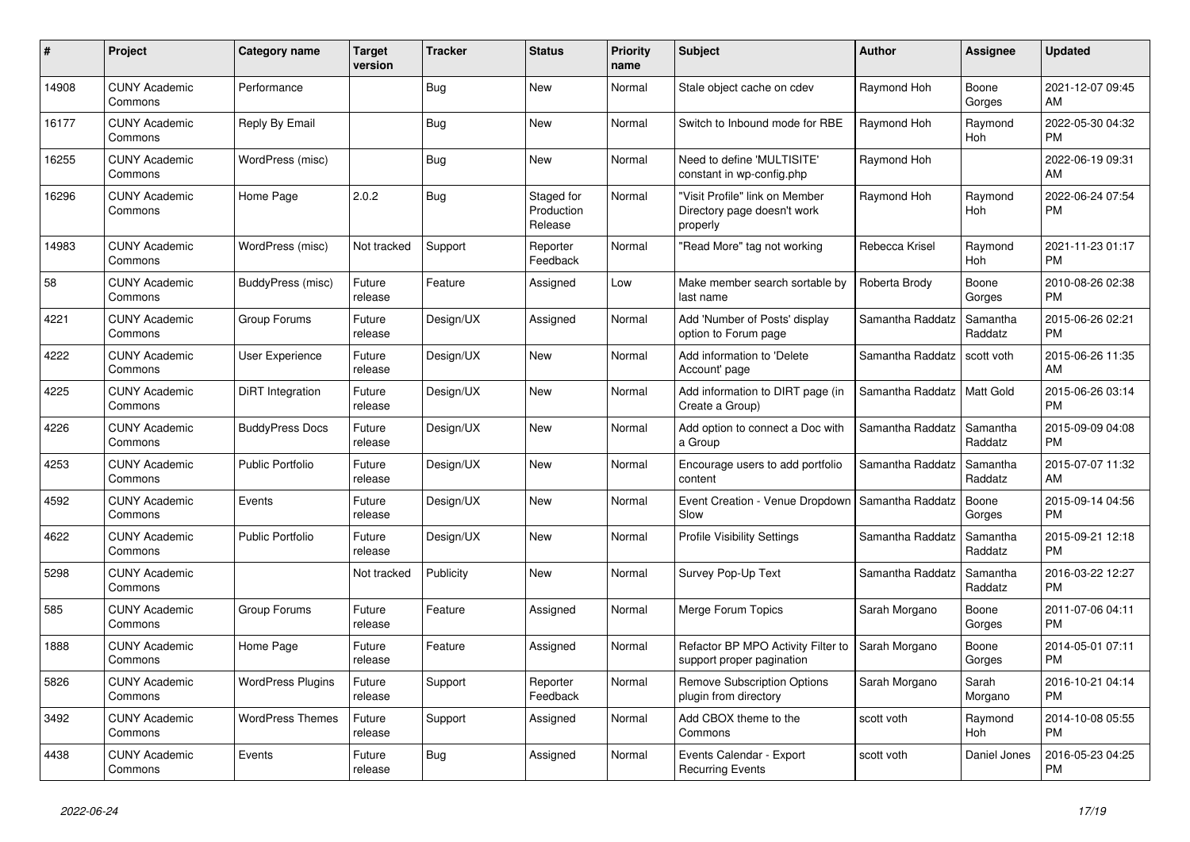| # | Project | Category name | Target version | Tracker | Status | Priority name | Subject | Author | Assignee | Updated |
|---|---|---|---|---|---|---|---|---|---|---|
| 14908 | CUNY Academic Commons | Performance | | Bug | New | Normal | Stale object cache on cdev | Raymond Hoh | Boone Gorges | 2021-12-07 09:45 AM |
| 16177 | CUNY Academic Commons | Reply By Email | | Bug | New | Normal | Switch to Inbound mode for RBE | Raymond Hoh | Raymond Hoh | 2022-05-30 04:32 PM |
| 16255 | CUNY Academic Commons | WordPress (misc) | | Bug | New | Normal | Need to define 'MULTISITE' constant in wp-config.php | Raymond Hoh | | 2022-06-19 09:31 AM |
| 16296 | CUNY Academic Commons | Home Page | 2.0.2 | Bug | Staged for Production Release | Normal | "Visit Profile" link on Member Directory page doesn't work properly | Raymond Hoh | Raymond Hoh | 2022-06-24 07:54 PM |
| 14983 | CUNY Academic Commons | WordPress (misc) | Not tracked | Support | Reporter Feedback | Normal | "Read More" tag not working | Rebecca Krisel | Raymond Hoh | 2021-11-23 01:17 PM |
| 58 | CUNY Academic Commons | BuddyPress (misc) | Future release | Feature | Assigned | Low | Make member search sortable by last name | Roberta Brody | Boone Gorges | 2010-08-26 02:38 PM |
| 4221 | CUNY Academic Commons | Group Forums | Future release | Design/UX | Assigned | Normal | Add 'Number of Posts' display option to Forum page | Samantha Raddatz | Samantha Raddatz | 2015-06-26 02:21 PM |
| 4222 | CUNY Academic Commons | User Experience | Future release | Design/UX | New | Normal | Add information to 'Delete Account' page | Samantha Raddatz | scott voth | 2015-06-26 11:35 AM |
| 4225 | CUNY Academic Commons | DiRT Integration | Future release | Design/UX | New | Normal | Add information to DIRT page (in Create a Group) | Samantha Raddatz | Matt Gold | 2015-06-26 03:14 PM |
| 4226 | CUNY Academic Commons | BuddyPress Docs | Future release | Design/UX | New | Normal | Add option to connect a Doc with a Group | Samantha Raddatz | Samantha Raddatz | 2015-09-09 04:08 PM |
| 4253 | CUNY Academic Commons | Public Portfolio | Future release | Design/UX | New | Normal | Encourage users to add portfolio content | Samantha Raddatz | Samantha Raddatz | 2015-07-07 11:32 AM |
| 4592 | CUNY Academic Commons | Events | Future release | Design/UX | New | Normal | Event Creation - Venue Dropdown Slow | Samantha Raddatz | Boone Gorges | 2015-09-14 04:56 PM |
| 4622 | CUNY Academic Commons | Public Portfolio | Future release | Design/UX | New | Normal | Profile Visibility Settings | Samantha Raddatz | Samantha Raddatz | 2015-09-21 12:18 PM |
| 5298 | CUNY Academic Commons | | Not tracked | Publicity | New | Normal | Survey Pop-Up Text | Samantha Raddatz | Samantha Raddatz | 2016-03-22 12:27 PM |
| 585 | CUNY Academic Commons | Group Forums | Future release | Feature | Assigned | Normal | Merge Forum Topics | Sarah Morgano | Boone Gorges | 2011-07-06 04:11 PM |
| 1888 | CUNY Academic Commons | Home Page | Future release | Feature | Assigned | Normal | Refactor BP MPO Activity Filter to support proper pagination | Sarah Morgano | Boone Gorges | 2014-05-01 07:11 PM |
| 5826 | CUNY Academic Commons | WordPress Plugins | Future release | Support | Reporter Feedback | Normal | Remove Subscription Options plugin from directory | Sarah Morgano | Sarah Morgano | 2016-10-21 04:14 PM |
| 3492 | CUNY Academic Commons | WordPress Themes | Future release | Support | Assigned | Normal | Add CBOX theme to the Commons | scott voth | Raymond Hoh | 2014-10-08 05:55 PM |
| 4438 | CUNY Academic Commons | Events | Future release | Bug | Assigned | Normal | Events Calendar - Export Recurring Events | scott voth | Daniel Jones | 2016-05-23 04:25 PM |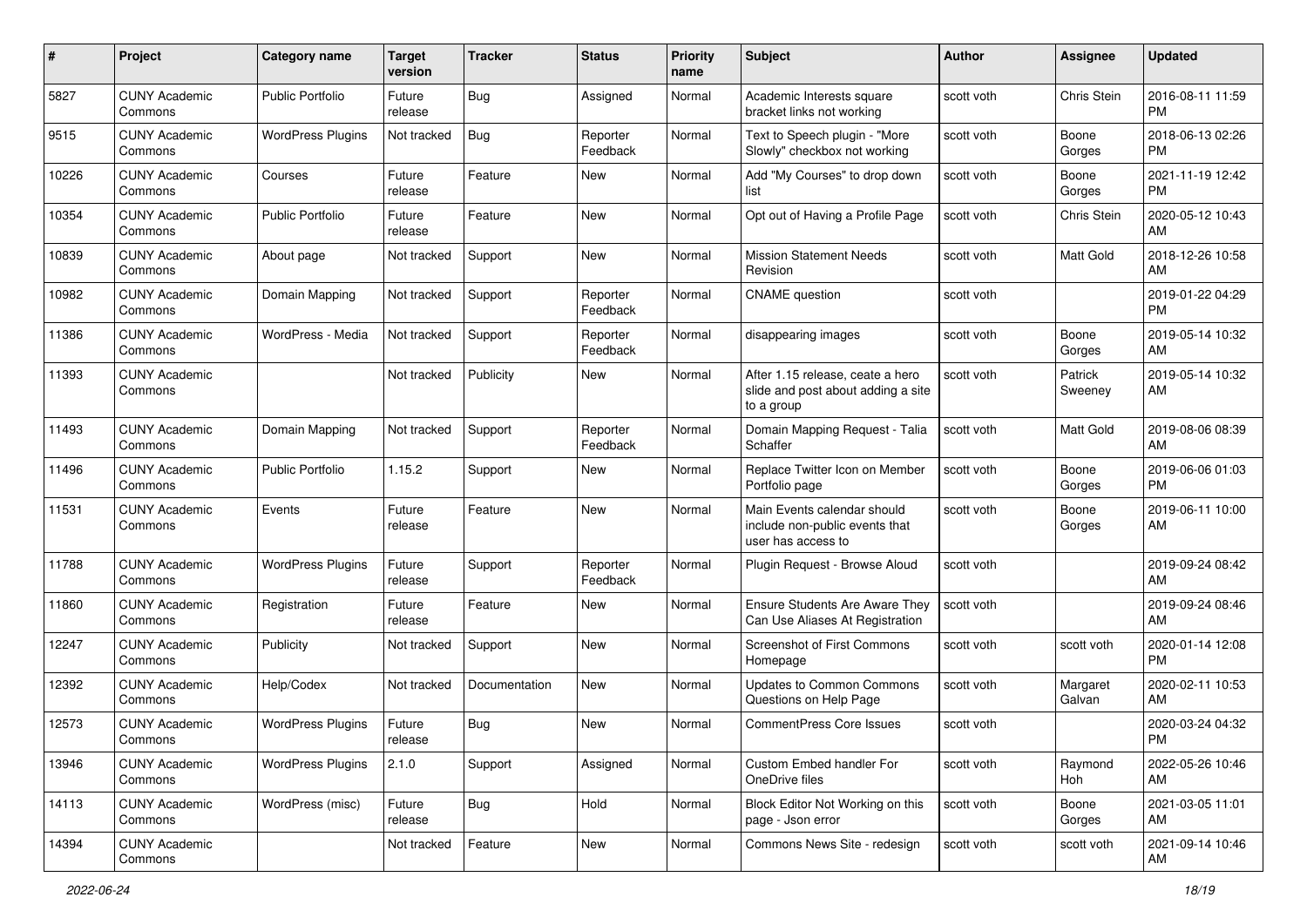| # | Project | Category name | Target version | Tracker | Status | Priority name | Subject | Author | Assignee | Updated |
|---|---|---|---|---|---|---|---|---|---|---|
| 5827 | CUNY Academic Commons | Public Portfolio | Future release | Bug | Assigned | Normal | Academic Interests square bracket links not working | scott voth | Chris Stein | 2016-08-11 11:59 PM |
| 9515 | CUNY Academic Commons | WordPress Plugins | Not tracked | Bug | Reporter Feedback | Normal | Text to Speech plugin - "More Slowly" checkbox not working | scott voth | Boone Gorges | 2018-06-13 02:26 PM |
| 10226 | CUNY Academic Commons | Courses | Future release | Feature | New | Normal | Add "My Courses" to drop down list | scott voth | Boone Gorges | 2021-11-19 12:42 PM |
| 10354 | CUNY Academic Commons | Public Portfolio | Future release | Feature | New | Normal | Opt out of Having a Profile Page | scott voth | Chris Stein | 2020-05-12 10:43 AM |
| 10839 | CUNY Academic Commons | About page | Not tracked | Support | New | Normal | Mission Statement Needs Revision | scott voth | Matt Gold | 2018-12-26 10:58 AM |
| 10982 | CUNY Academic Commons | Domain Mapping | Not tracked | Support | Reporter Feedback | Normal | CNAME question | scott voth | | 2019-01-22 04:29 PM |
| 11386 | CUNY Academic Commons | WordPress - Media | Not tracked | Support | Reporter Feedback | Normal | disappearing images | scott voth | Boone Gorges | 2019-05-14 10:32 AM |
| 11393 | CUNY Academic Commons | | Not tracked | Publicity | New | Normal | After 1.15 release, ceate a hero slide and post about adding a site to a group | scott voth | Patrick Sweeney | 2019-05-14 10:32 AM |
| 11493 | CUNY Academic Commons | Domain Mapping | Not tracked | Support | Reporter Feedback | Normal | Domain Mapping Request - Talia Schaffer | scott voth | Matt Gold | 2019-08-06 08:39 AM |
| 11496 | CUNY Academic Commons | Public Portfolio | 1.15.2 | Support | New | Normal | Replace Twitter Icon on Member Portfolio page | scott voth | Boone Gorges | 2019-06-06 01:03 PM |
| 11531 | CUNY Academic Commons | Events | Future release | Feature | New | Normal | Main Events calendar should include non-public events that user has access to | scott voth | Boone Gorges | 2019-06-11 10:00 AM |
| 11788 | CUNY Academic Commons | WordPress Plugins | Future release | Support | Reporter Feedback | Normal | Plugin Request - Browse Aloud | scott voth | | 2019-09-24 08:42 AM |
| 11860 | CUNY Academic Commons | Registration | Future release | Feature | New | Normal | Ensure Students Are Aware They Can Use Aliases At Registration | scott voth | | 2019-09-24 08:46 AM |
| 12247 | CUNY Academic Commons | Publicity | Not tracked | Support | New | Normal | Screenshot of First Commons Homepage | scott voth | scott voth | 2020-01-14 12:08 PM |
| 12392 | CUNY Academic Commons | Help/Codex | Not tracked | Documentation | New | Normal | Updates to Common Commons Questions on Help Page | scott voth | Margaret Galvan | 2020-02-11 10:53 AM |
| 12573 | CUNY Academic Commons | WordPress Plugins | Future release | Bug | New | Normal | CommentPress Core Issues | scott voth | | 2020-03-24 04:32 PM |
| 13946 | CUNY Academic Commons | WordPress Plugins | 2.1.0 | Support | Assigned | Normal | Custom Embed handler For OneDrive files | scott voth | Raymond Hoh | 2022-05-26 10:46 AM |
| 14113 | CUNY Academic Commons | WordPress (misc) | Future release | Bug | Hold | Normal | Block Editor Not Working on this page - Json error | scott voth | Boone Gorges | 2021-03-05 11:01 AM |
| 14394 | CUNY Academic Commons | | Not tracked | Feature | New | Normal | Commons News Site - redesign | scott voth | scott voth | 2021-09-14 10:46 AM |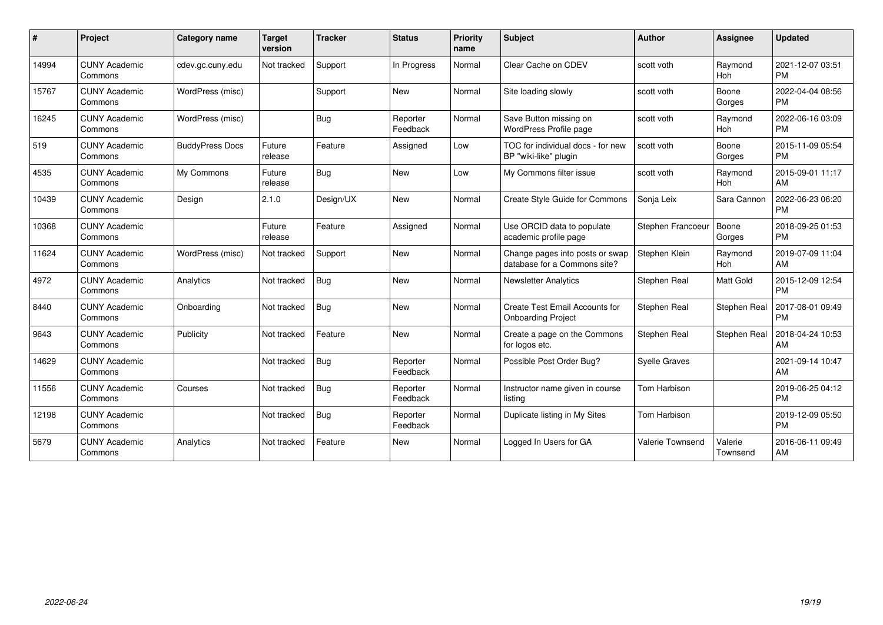| # | Project | Category name | Target version | Tracker | Status | Priority name | Subject | Author | Assignee | Updated |
|---|---|---|---|---|---|---|---|---|---|---|
| 14994 | CUNY Academic Commons | cdev.gc.cuny.edu | Not tracked | Support | In Progress | Normal | Clear Cache on CDEV | scott voth | Raymond Hoh | 2021-12-07 03:51 PM |
| 15767 | CUNY Academic Commons | WordPress (misc) | | Support | New | Normal | Site loading slowly | scott voth | Boone Gorges | 2022-04-04 08:56 PM |
| 16245 | CUNY Academic Commons | WordPress (misc) | | Bug | Reporter Feedback | Normal | Save Button missing on WordPress Profile page | scott voth | Raymond Hoh | 2022-06-16 03:09 PM |
| 519 | CUNY Academic Commons | BuddyPress Docs | Future release | Feature | Assigned | Low | TOC for individual docs - for new BP "wiki-like" plugin | scott voth | Boone Gorges | 2015-11-09 05:54 PM |
| 4535 | CUNY Academic Commons | My Commons | Future release | Bug | New | Low | My Commons filter issue | scott voth | Raymond Hoh | 2015-09-01 11:17 AM |
| 10439 | CUNY Academic Commons | Design | 2.1.0 | Design/UX | New | Normal | Create Style Guide for Commons | Sonja Leix | Sara Cannon | 2022-06-23 06:20 PM |
| 10368 | CUNY Academic Commons | | Future release | Feature | Assigned | Normal | Use ORCID data to populate academic profile page | Stephen Francoeur | Boone Gorges | 2018-09-25 01:53 PM |
| 11624 | CUNY Academic Commons | WordPress (misc) | Not tracked | Support | New | Normal | Change pages into posts or swap database for a Commons site? | Stephen Klein | Raymond Hoh | 2019-07-09 11:04 AM |
| 4972 | CUNY Academic Commons | Analytics | Not tracked | Bug | New | Normal | Newsletter Analytics | Stephen Real | Matt Gold | 2015-12-09 12:54 PM |
| 8440 | CUNY Academic Commons | Onboarding | Not tracked | Bug | New | Normal | Create Test Email Accounts for Onboarding Project | Stephen Real | Stephen Real | 2017-08-01 09:49 PM |
| 9643 | CUNY Academic Commons | Publicity | Not tracked | Feature | New | Normal | Create a page on the Commons for logos etc. | Stephen Real | Stephen Real | 2018-04-24 10:53 AM |
| 14629 | CUNY Academic Commons | | Not tracked | Bug | Reporter Feedback | Normal | Possible Post Order Bug? | Syelle Graves | | 2021-09-14 10:47 AM |
| 11556 | CUNY Academic Commons | Courses | Not tracked | Bug | Reporter Feedback | Normal | Instructor name given in course listing | Tom Harbison | | 2019-06-25 04:12 PM |
| 12198 | CUNY Academic Commons | | Not tracked | Bug | Reporter Feedback | Normal | Duplicate listing in My Sites | Tom Harbison | | 2019-12-09 05:50 PM |
| 5679 | CUNY Academic Commons | Analytics | Not tracked | Feature | New | Normal | Logged In Users for GA | Valerie Townsend | Valerie Townsend | 2016-06-11 09:49 AM |